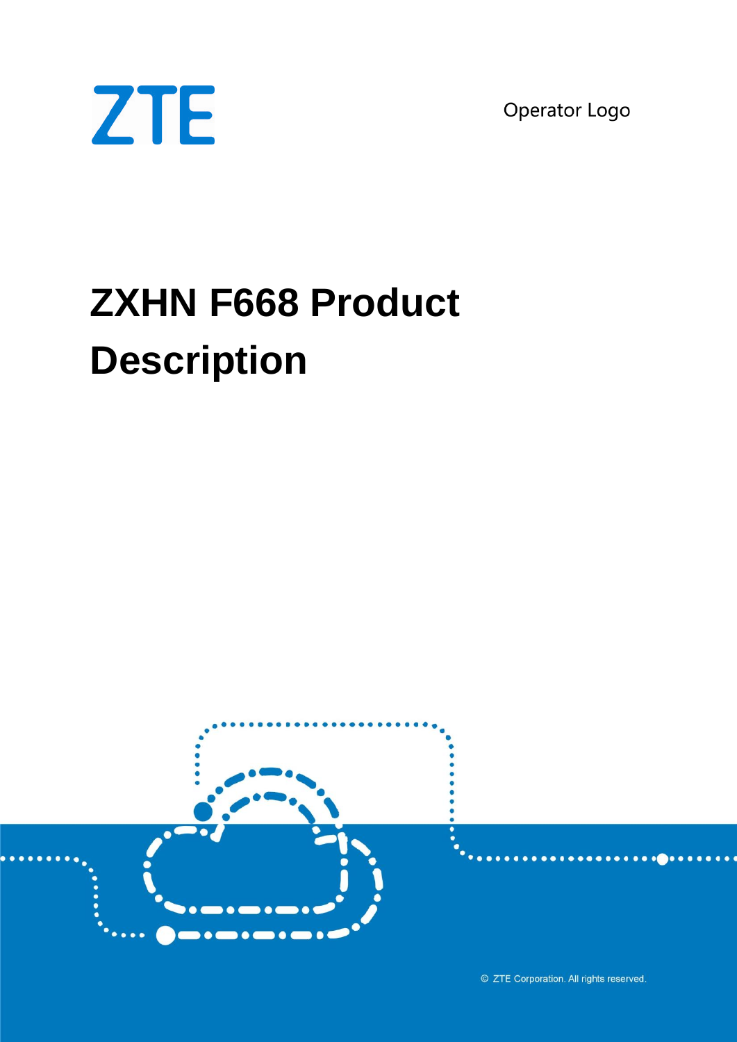ZTE

Operator Logo

# ZXHN F668 Product Description

© ZTE Corporation. All rights reserved.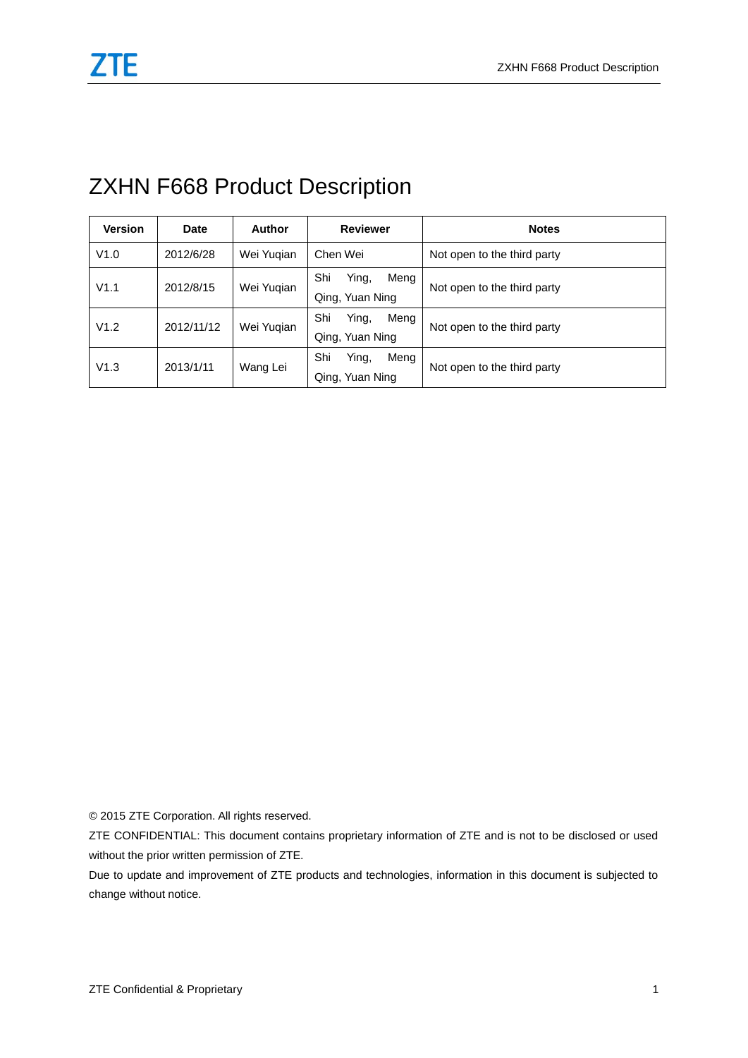# ZXHN F668 Product Description

| Version | Date | Author | Reviewer | Notes |
|---|---|---|---|---|
| V1.0 | 2012/6/28 | Wei Yuqian | Chen Wei | Not open to the third party |
| V1.1 | 2012/8/15 | Wei Yuqian | Shi Ying, Meng Qing, Yuan Ning | Not open to the third party |
| V1.2 | 2012/11/12 | Wei Yuqian | Shi Ying, Meng Qing, Yuan Ning | Not open to the third party |
| V1.3 | 2013/1/11 | Wang Lei | Shi Ying, Meng Qing, Yuan Ning | Not open to the third party |

© 2015 ZTE Corporation. All rights reserved.

ZTE CONFIDENTIAL: This document contains proprietary information of ZTE and is not to be disclosed or used without the prior written permission of ZTE.

Due to update and improvement of ZTE products and technologies, information in this document is subjected to change without notice.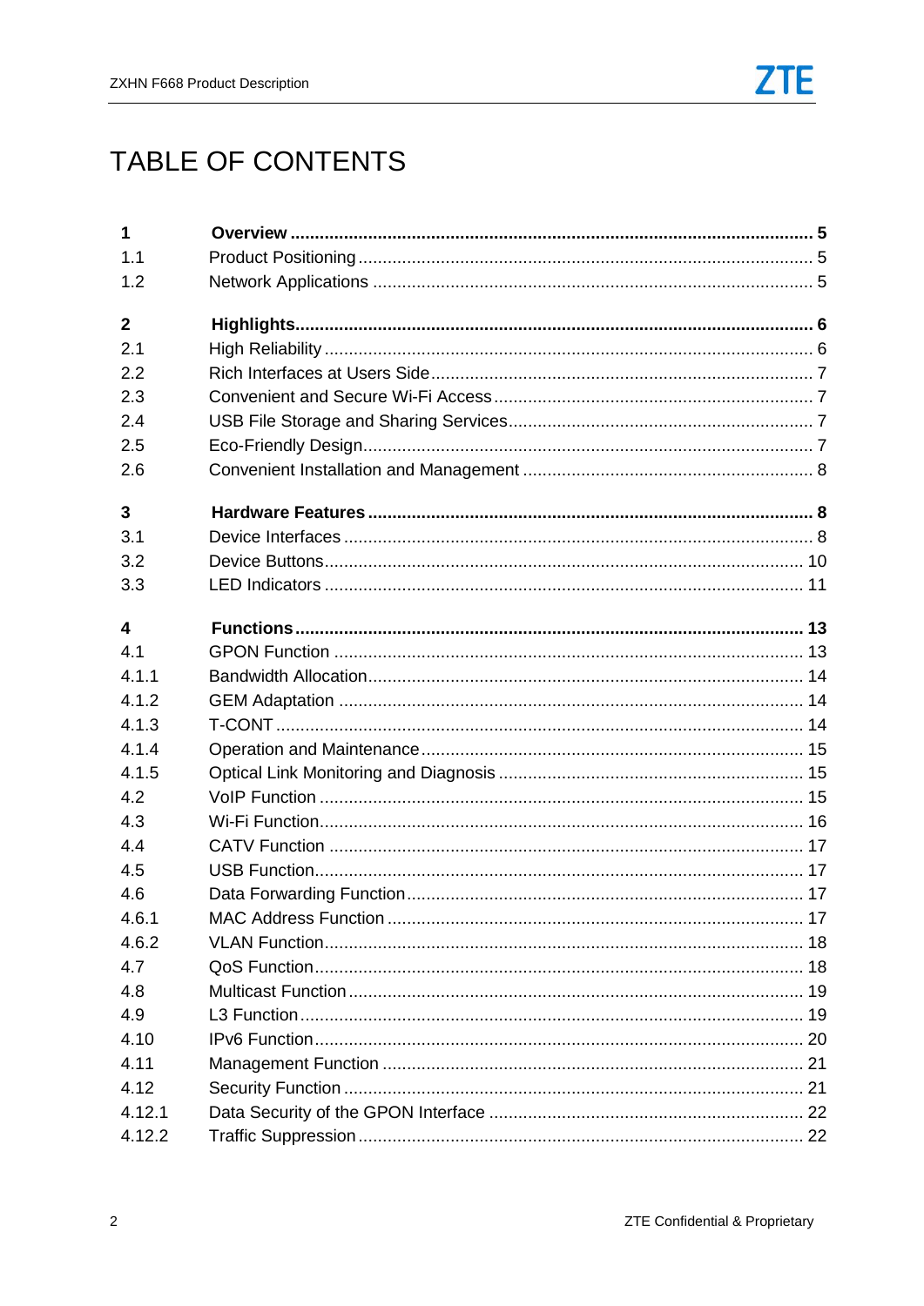# TABLE OF CONTENTS

**1 Overview .......... 5**

1.1 Product Positioning .......... 5

1.2 Network Applications .......... 5

**2 Highlights .......... 6**

2.1 High Reliability .......... 6

2.2 Rich Interfaces at Users Side .......... 7

2.3 Convenient and Secure Wi-Fi Access .......... 7

2.4 USB File Storage and Sharing Services .......... 7

2.5 Eco-Friendly Design .......... 7

2.6 Convenient Installation and Management .......... 8

**3 Hardware Features .......... 8**

3.1 Device Interfaces .......... 8

3.2 Device Buttons .......... 10

3.3 LED Indicators .......... 11

**4 Functions .......... 13**

4.1 GPON Function .......... 13

4.1.1 Bandwidth Allocation .......... 14

4.1.2 GEM Adaptation .......... 14

4.1.3 T-CONT .......... 14

4.1.4 Operation and Maintenance .......... 15

4.1.5 Optical Link Monitoring and Diagnosis .......... 15

4.2 VoIP Function .......... 15

4.3 Wi-Fi Function .......... 16

4.4 CATV Function .......... 17

4.5 USB Function .......... 17

4.6 Data Forwarding Function .......... 17

4.6.1 MAC Address Function .......... 17

4.6.2 VLAN Function .......... 18

4.7 QoS Function .......... 18

4.8 Multicast Function .......... 19

4.9 L3 Function .......... 19

4.10 IPv6 Function .......... 20

4.11 Management Function .......... 21

4.12 Security Function .......... 21

4.12.1 Data Security of the GPON Interface .......... 22

4.12.2 Traffic Suppression .......... 22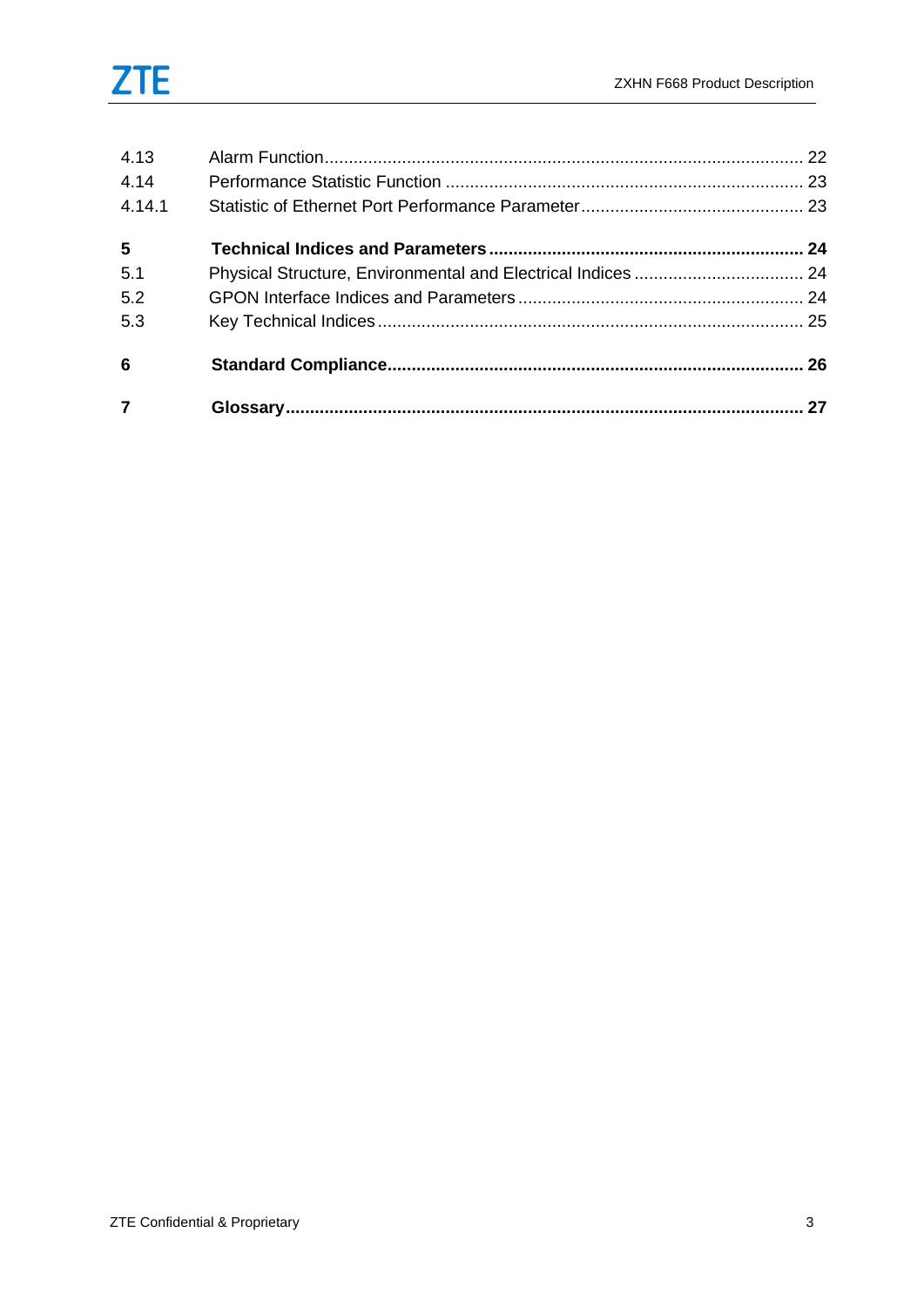4.13 Alarm Function ........................................................................................ 22
4.14 Performance Statistic Function ........................................................................ 23
4.14.1 Statistic of Ethernet Port Performance Parameter ............................................ 23

**5 Technical Indices and Parameters ........................................................................ 24**

5.1 Physical Structure, Environmental and Electrical Indices ................................. 24
5.2 GPON Interface Indices and Parameters ......................................................... 24
5.3 Key Technical Indices ...................................................................................... 25

**6 Standard Compliance ........................................................................................... 26**

**7 Glossary ................................................................................................................ 27**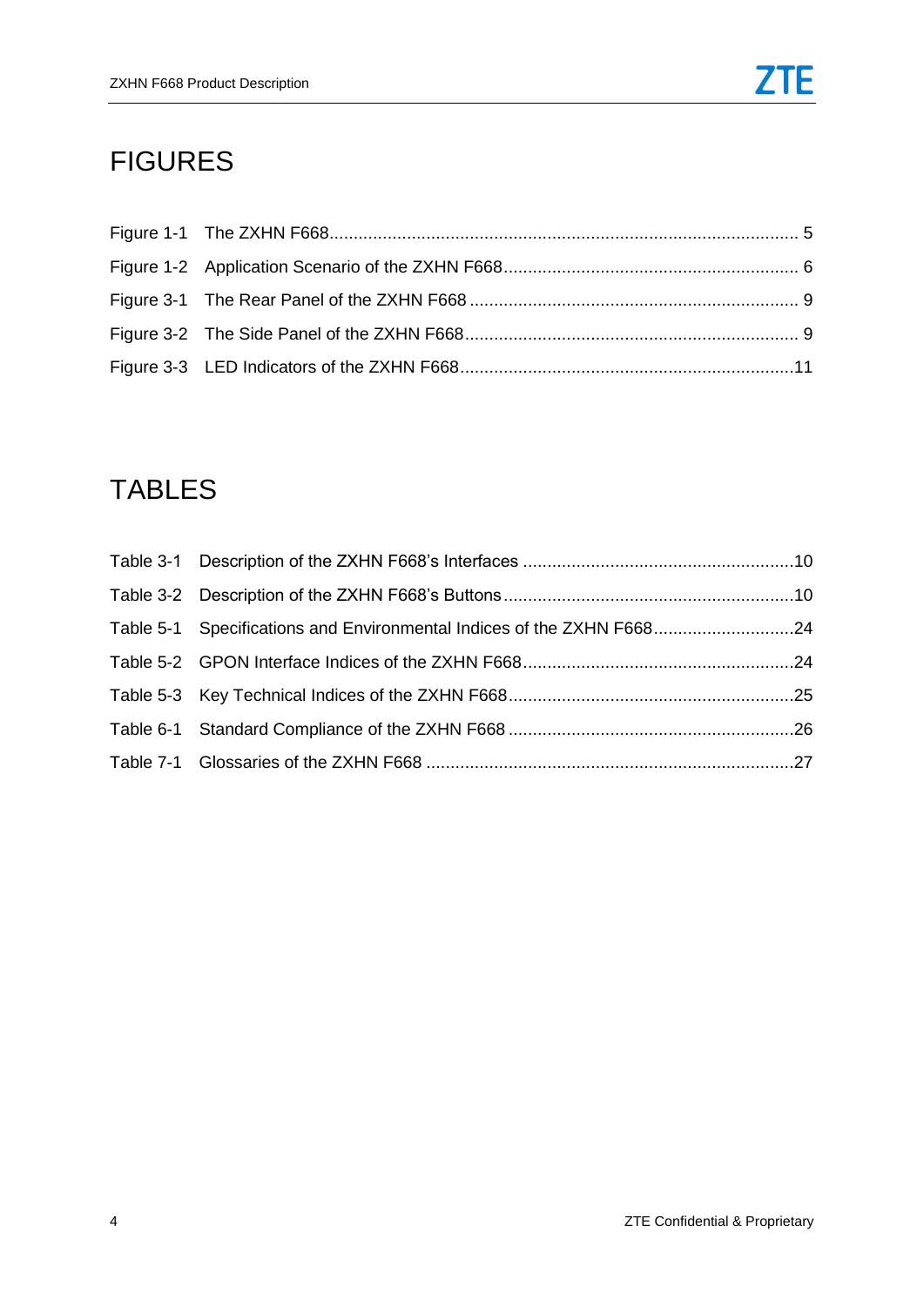# FIGURES

Figure 1-1 The ZXHN F668 ........................................................................................ 5

Figure 1-2 Application Scenario of the ZXHN F668 ............................................................ 6

Figure 3-1 The Rear Panel of the ZXHN F668 .................................................................... 9

Figure 3-2 The Side Panel of the ZXHN F668 ..................................................................... 9

Figure 3-3 LED Indicators of the ZXHN F668 ..................................................................... 11

# TABLES

Table 3-1 Description of the ZXHN F668's Interfaces ........................................................ 10

Table 3-2 Description of the ZXHN F668's Buttons ............................................................ 10

Table 5-1 Specifications and Environmental Indices of the ZXHN F668 ............................. 24

Table 5-2 GPON Interface Indices of the ZXHN F668 ........................................................ 24

Table 5-3 Key Technical Indices of the ZXHN F668 ........................................................... 25

Table 6-1 Standard Compliance of the ZXHN F668 ........................................................... 26

Table 7-1 Glossaries of the ZXHN F668 ............................................................................ 27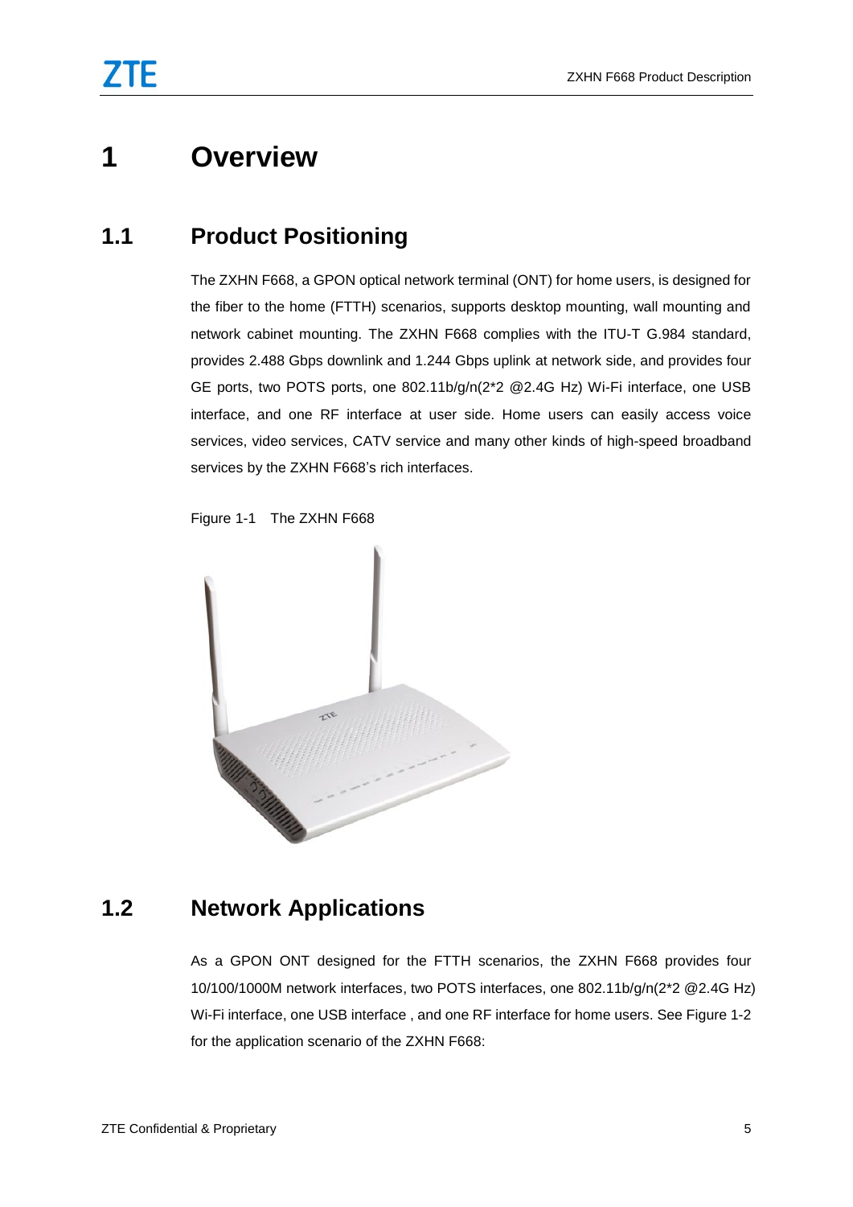# 1 Overview

## 1.1 Product Positioning

The ZXHN F668, a GPON optical network terminal (ONT) for home users, is designed for the fiber to the home (FTTH) scenarios, supports desktop mounting, wall mounting and network cabinet mounting. The ZXHN F668 complies with the ITU-T G.984 standard, provides 2.488 Gbps downlink and 1.244 Gbps uplink at network side, and provides four GE ports, two POTS ports, one 802.11b/g/n(2*2 @2.4G Hz) Wi-Fi interface, one USB interface, and one RF interface at user side. Home users can easily access voice services, video services, CATV service and many other kinds of high-speed broadband services by the ZXHN F668's rich interfaces.

Figure 1-1 The ZXHN F668

## 1.2 Network Applications

As a GPON ONT designed for the FTTH scenarios, the ZXHN F668 provides four 10/100/1000M network interfaces, two POTS interfaces, one 802.11b/g/n(2*2 @2.4G Hz) Wi-Fi interface, one USB interface , and one RF interface for home users. See Figure 1-2 for the application scenario of the ZXHN F668: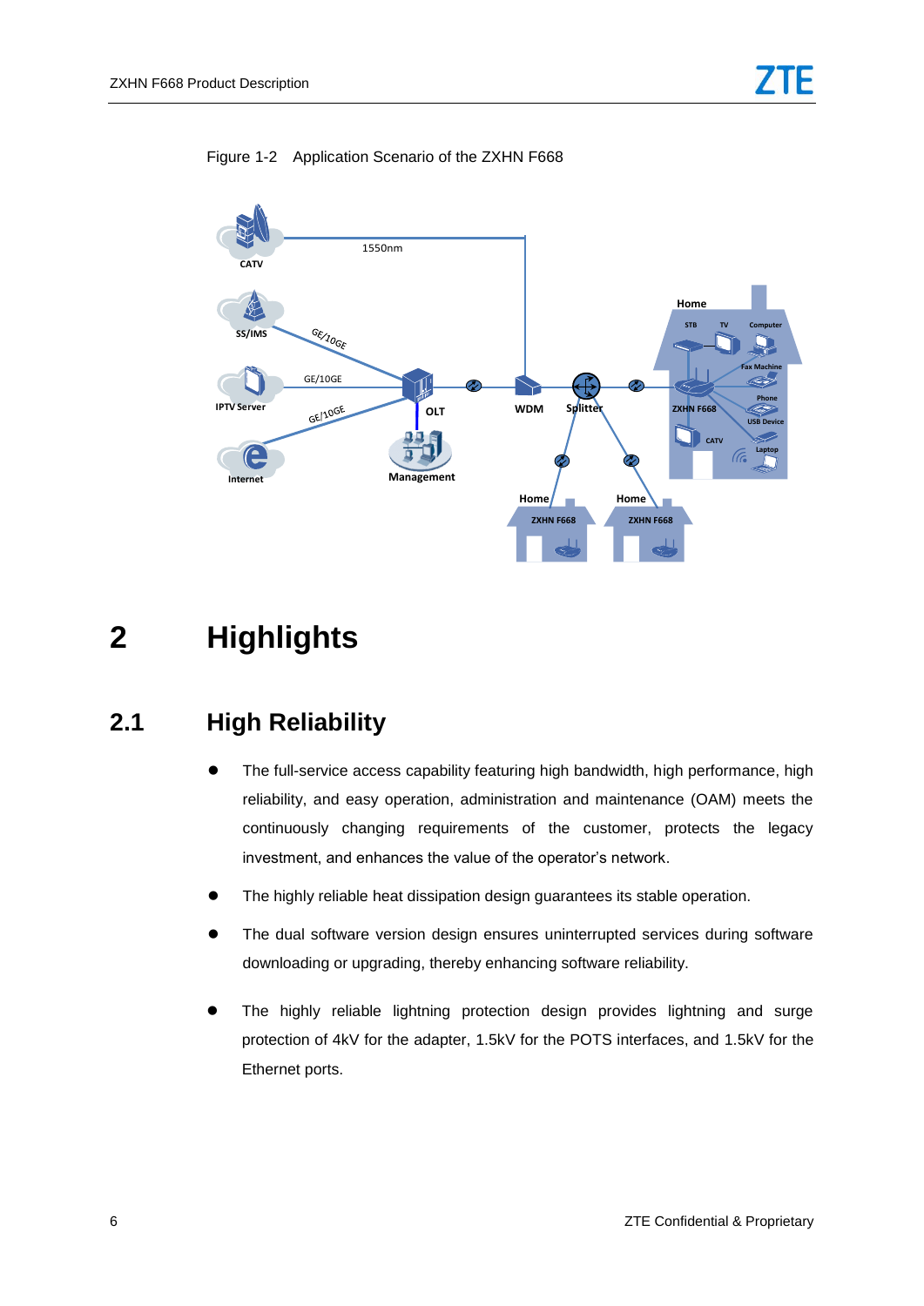Figure 1-2 Application Scenario of the ZXHN F668

# 2 Highlights

## 2.1 High Reliability

- The full-service access capability featuring high bandwidth, high performance, high reliability, and easy operation, administration and maintenance (OAM) meets the continuously changing requirements of the customer, protects the legacy investment, and enhances the value of the operator's network.
- The highly reliable heat dissipation design guarantees its stable operation.
- The dual software version design ensures uninterrupted services during software downloading or upgrading, thereby enhancing software reliability.
- The highly reliable lightning protection design provides lightning and surge protection of 4kV for the adapter, 1.5kV for the POTS interfaces, and 1.5kV for the Ethernet ports.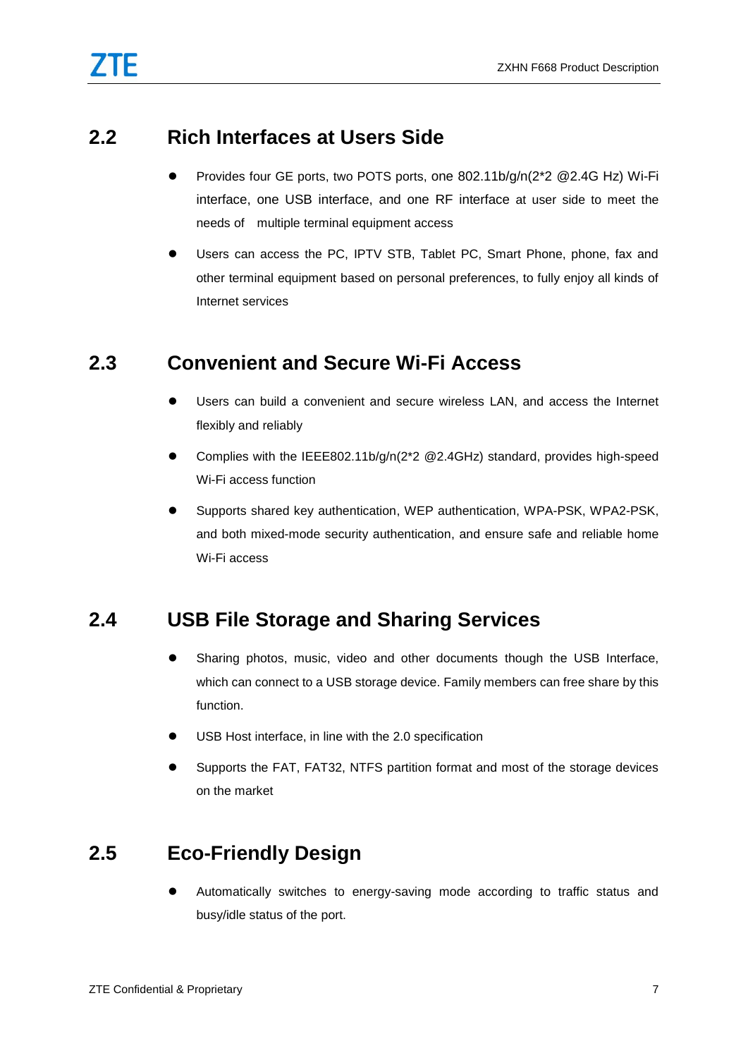## 2.2 Rich Interfaces at Users Side

- Provides four GE ports, two POTS ports, one 802.11b/g/n(2*2 @2.4G Hz) Wi-Fi interface, one USB interface, and one RF interface at user side to meet the needs of multiple terminal equipment access
- Users can access the PC, IPTV STB, Tablet PC, Smart Phone, phone, fax and other terminal equipment based on personal preferences, to fully enjoy all kinds of Internet services

## 2.3 Convenient and Secure Wi-Fi Access

- Users can build a convenient and secure wireless LAN, and access the Internet flexibly and reliably
- Complies with the IEEE802.11b/g/n(2*2 @2.4GHz) standard, provides high-speed Wi-Fi access function
- Supports shared key authentication, WEP authentication, WPA-PSK, WPA2-PSK, and both mixed-mode security authentication, and ensure safe and reliable home Wi-Fi access

## 2.4 USB File Storage and Sharing Services

- Sharing photos, music, video and other documents though the USB Interface, which can connect to a USB storage device. Family members can free share by this function.
- USB Host interface, in line with the 2.0 specification
- Supports the FAT, FAT32, NTFS partition format and most of the storage devices on the market

## 2.5 Eco-Friendly Design

- Automatically switches to energy-saving mode according to traffic status and busy/idle status of the port.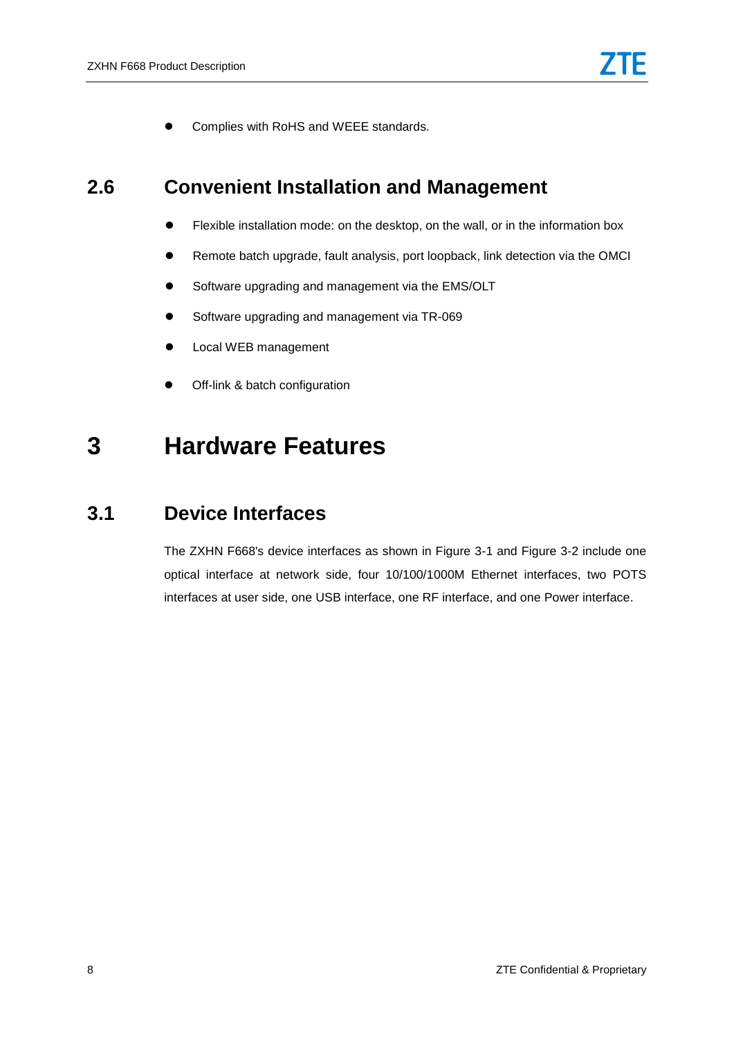- Complies with RoHS and WEEE standards.

## 2.6 Convenient Installation and Management

- Flexible installation mode: on the desktop, on the wall, or in the information box
- Remote batch upgrade, fault analysis, port loopback, link detection via the OMCI
- Software upgrading and management via the EMS/OLT
- Software upgrading and management via TR-069
- Local WEB management
- Off-link & batch configuration

# 3 Hardware Features

## 3.1 Device Interfaces

The ZXHN F668's device interfaces as shown in Figure 3-1 and Figure 3-2 include one optical interface at network side, four 10/100/1000M Ethernet interfaces, two POTS interfaces at user side, one USB interface, one RF interface, and one Power interface.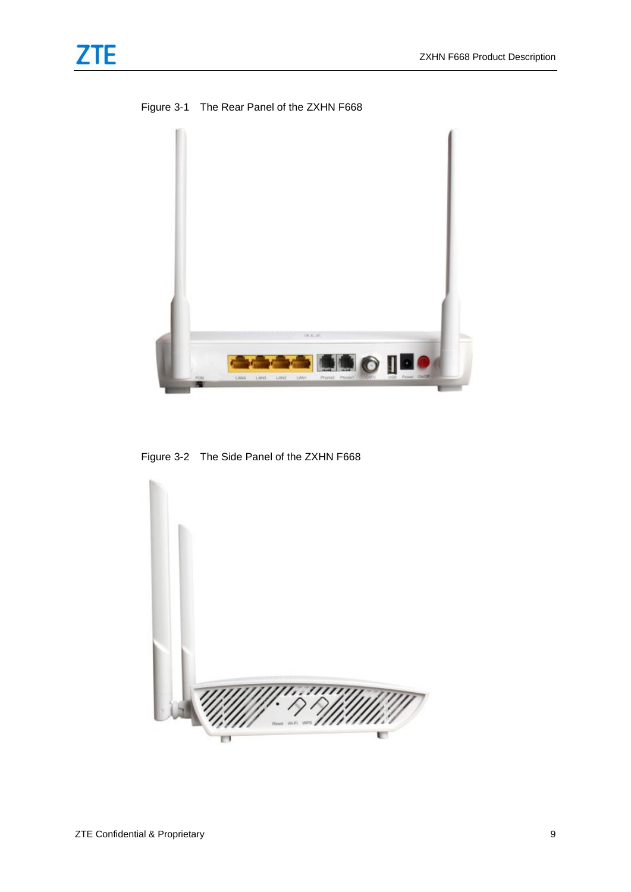Figure 3-1 The Rear Panel of the ZXHN F668

Figure 3-2 The Side Panel of the ZXHN F668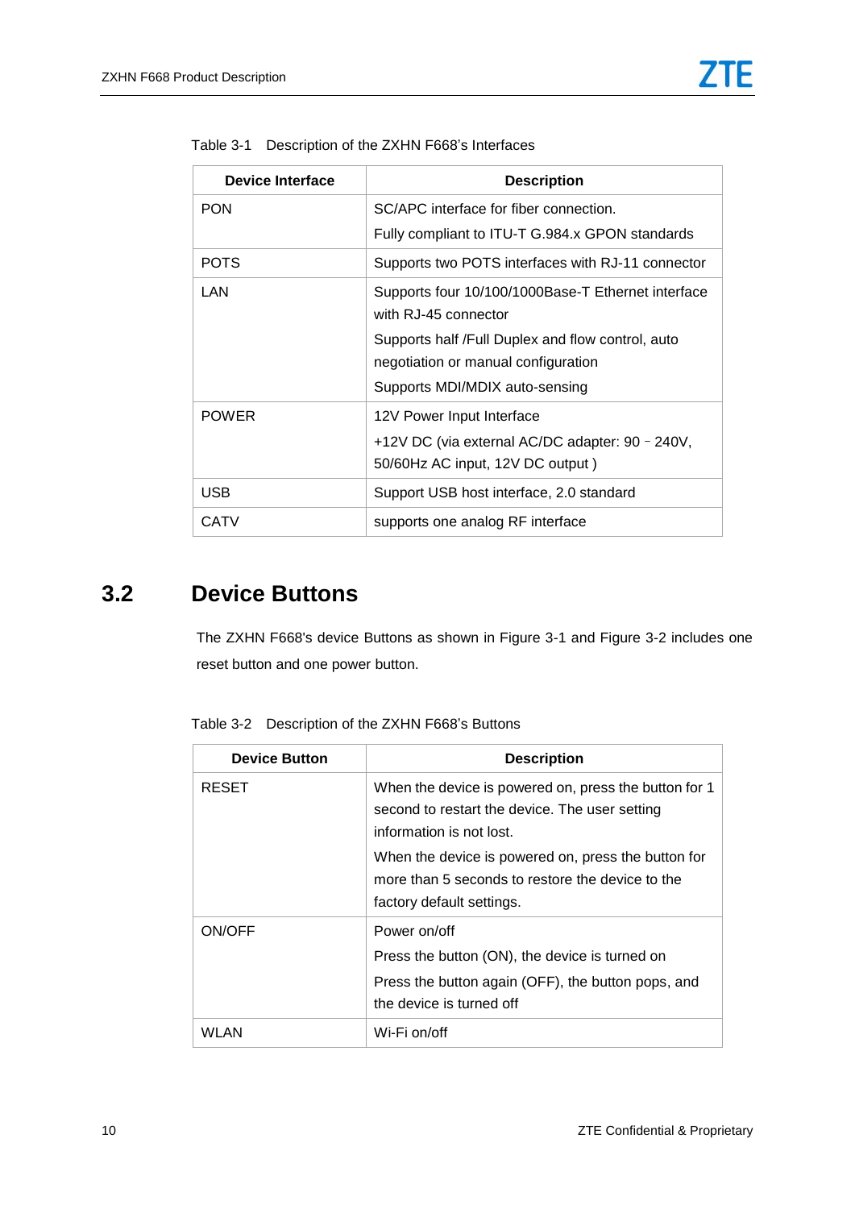Table 3-1 Description of the ZXHN F668's Interfaces

| Device Interface | Description |
|---|---|
| PON | SC/APC interface for fiber connection.<br>Fully compliant to ITU-T G.984.x GPON standards |
| POTS | Supports two POTS interfaces with RJ-11 connector |
| LAN | Supports four 10/100/1000Base-T Ethernet interface with RJ-45 connector<br>Supports half /Full Duplex and flow control, auto negotiation or manual configuration<br>Supports MDI/MDIX auto-sensing |
| POWER | 12V Power Input Interface<br>+12V DC (via external AC/DC adapter: 90－240V, 50/60Hz AC input, 12V DC output ) |
| USB | Support USB host interface, 2.0 standard |
| CATV | supports one analog RF interface |

## 3.2 Device Buttons

The ZXHN F668's device Buttons as shown in Figure 3-1 and Figure 3-2 includes one reset button and one power button.

Table 3-2 Description of the ZXHN F668's Buttons

| Device Button | Description |
|---|---|
| RESET | When the device is powered on, press the button for 1 second to restart the device. The user setting information is not lost.<br>When the device is powered on, press the button for more than 5 seconds to restore the device to the factory default settings. |
| ON/OFF | Power on/off<br>Press the button (ON), the device is turned on<br>Press the button again (OFF), the button pops, and the device is turned off |
| WLAN | Wi-Fi on/off |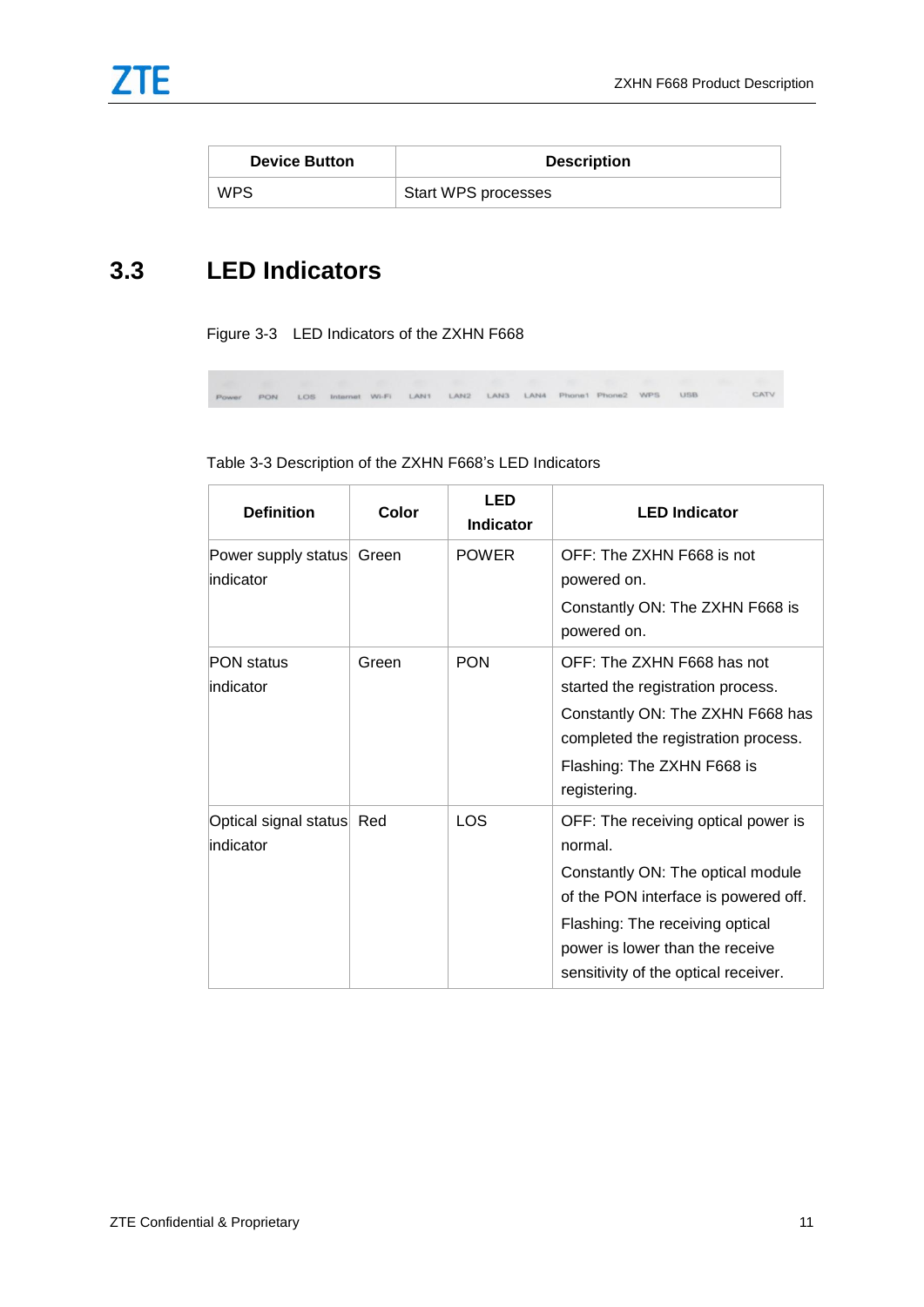| Device Button | Description |
|---|---|
| WPS | Start WPS processes |

## 3.3 LED Indicators

Figure 3-3 LED Indicators of the ZXHN F668

Power PON LOS Internet Wi-Fi LAN1 LAN2 LAN3 LAN4 Phone1 Phone2 WPS USB CATV

Table 3-3 Description of the ZXHN F668's LED Indicators

| Definition | Color | LED Indicator | LED Indicator |
|---|---|---|---|
| Power supply status indicator | Green | POWER | OFF: The ZXHN F668 is not powered on.<br>Constantly ON: The ZXHN F668 is powered on. |
| PON status indicator | Green | PON | OFF: The ZXHN F668 has not started the registration process.<br>Constantly ON: The ZXHN F668 has completed the registration process.<br>Flashing: The ZXHN F668 is registering. |
| Optical signal status indicator | Red | LOS | OFF: The receiving optical power is normal.<br>Constantly ON: The optical module of the PON interface is powered off.<br>Flashing: The receiving optical power is lower than the receive sensitivity of the optical receiver. |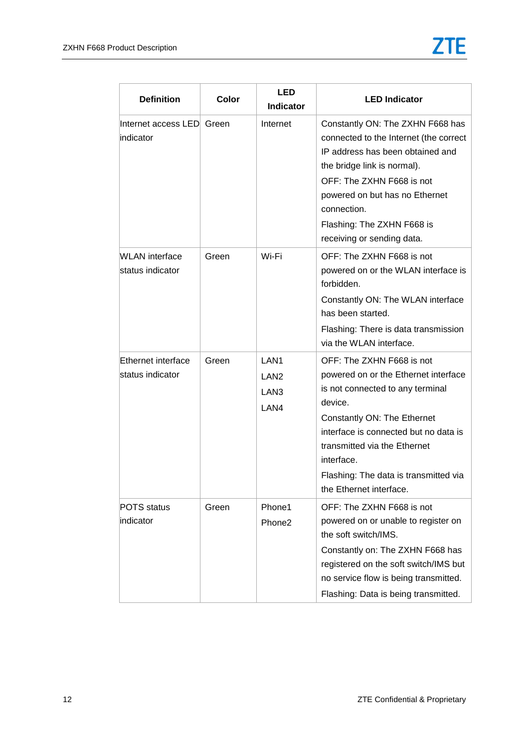| Definition | Color | LED Indicator | LED Indicator |
|---|---|---|---|
| Internet access LED indicator | Green | Internet | Constantly ON: The ZXHN F668 has connected to the Internet (the correct IP address has been obtained and the bridge link is normal).<br>OFF: The ZXHN F668 is not powered on but has no Ethernet connection.<br>Flashing: The ZXHN F668 is receiving or sending data. |
| WLAN interface status indicator | Green | Wi-Fi | OFF: The ZXHN F668 is not powered on or the WLAN interface is forbidden.<br>Constantly ON: The WLAN interface has been started.<br>Flashing: There is data transmission via the WLAN interface. |
| Ethernet interface status indicator | Green | LAN1<br>LAN2<br>LAN3<br>LAN4 | OFF: The ZXHN F668 is not powered on or the Ethernet interface is not connected to any terminal device.<br>Constantly ON: The Ethernet interface is connected but no data is transmitted via the Ethernet interface.<br>Flashing: The data is transmitted via the Ethernet interface. |
| POTS status indicator | Green | Phone1<br>Phone2 | OFF: The ZXHN F668 is not powered on or unable to register on the soft switch/IMS.<br>Constantly on: The ZXHN F668 has registered on the soft switch/IMS but no service flow is being transmitted.<br>Flashing: Data is being transmitted. |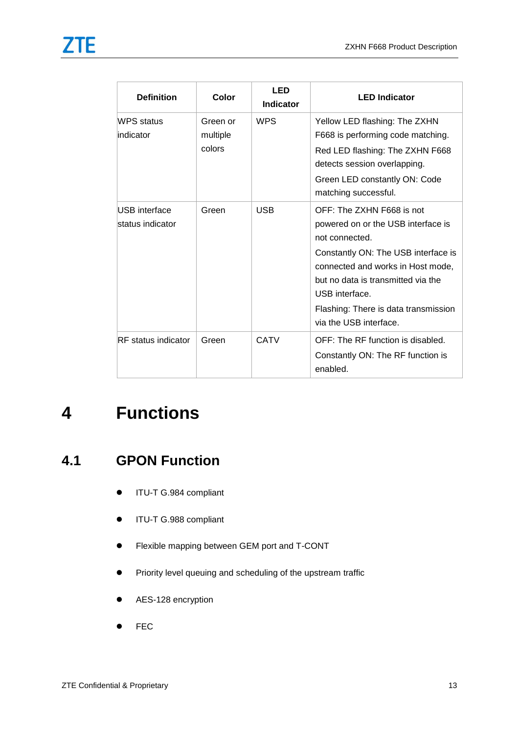| Definition | Color | LED Indicator | LED Indicator |
| --- | --- | --- | --- |
| WPS status indicator | Green or multiple colors | WPS | Yellow LED flashing: The ZXHN F668 is performing code matching.<br>Red LED flashing: The ZXHN F668 detects session overlapping.<br>Green LED constantly ON: Code matching successful. |
| USB interface status indicator | Green | USB | OFF: The ZXHN F668 is not powered on or the USB interface is not connected.<br>Constantly ON: The USB interface is connected and works in Host mode, but no data is transmitted via the USB interface.<br>Flashing: There is data transmission via the USB interface. |
| RF status indicator | Green | CATV | OFF: The RF function is disabled.<br>Constantly ON: The RF function is enabled. |

# 4 Functions

## 4.1 GPON Function

- ITU-T G.984 compliant
- ITU-T G.988 compliant
- Flexible mapping between GEM port and T-CONT
- Priority level queuing and scheduling of the upstream traffic
- AES-128 encryption
- FEC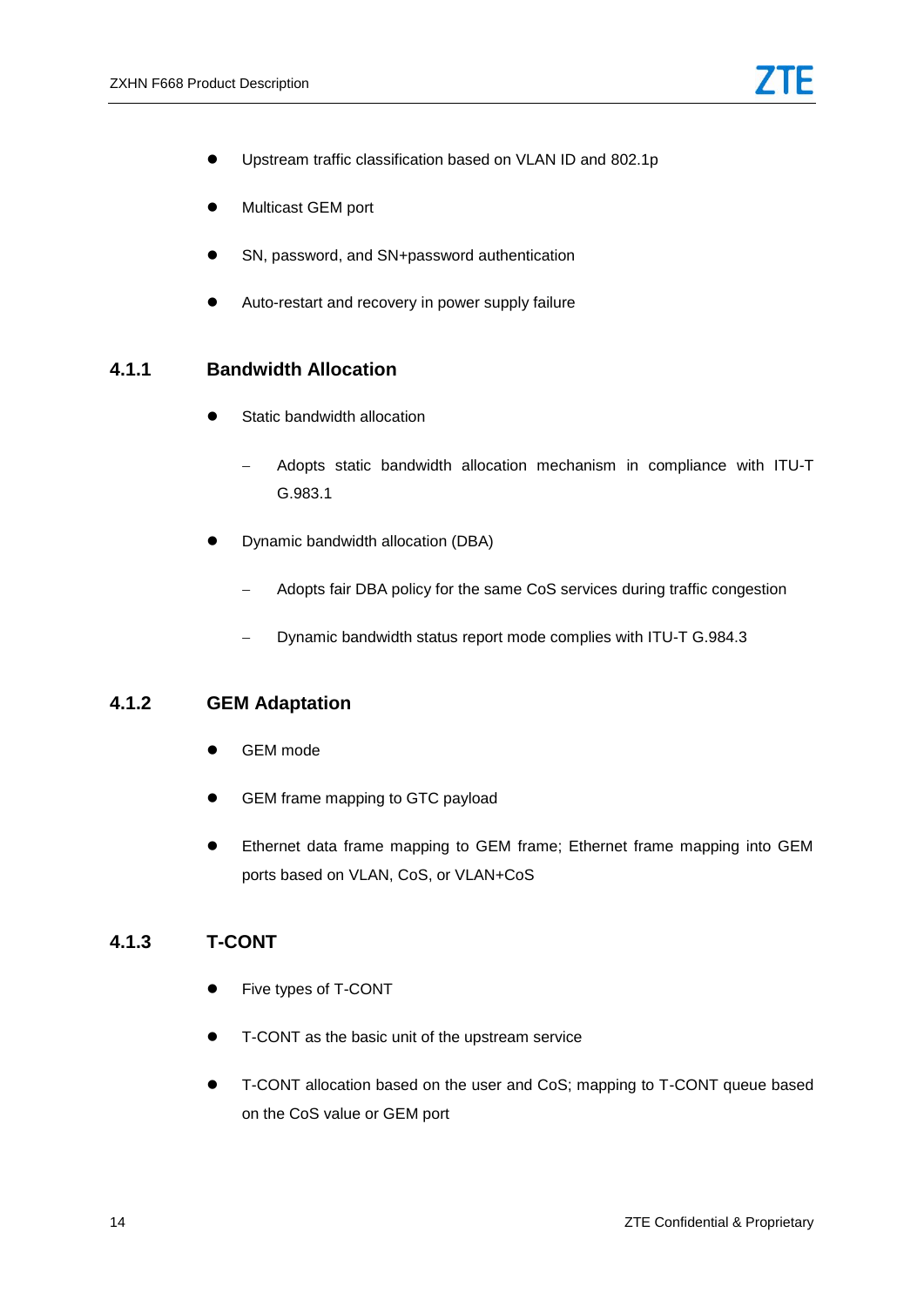- Upstream traffic classification based on VLAN ID and 802.1p
- Multicast GEM port
- SN, password, and SN+password authentication
- Auto-restart and recovery in power supply failure

### 4.1.1 Bandwidth Allocation

- Static bandwidth allocation
  - Adopts static bandwidth allocation mechanism in compliance with ITU-T G.983.1
- Dynamic bandwidth allocation (DBA)
  - Adopts fair DBA policy for the same CoS services during traffic congestion
  - Dynamic bandwidth status report mode complies with ITU-T G.984.3

### 4.1.2 GEM Adaptation

- GEM mode
- GEM frame mapping to GTC payload
- Ethernet data frame mapping to GEM frame; Ethernet frame mapping into GEM ports based on VLAN, CoS, or VLAN+CoS

### 4.1.3 T-CONT

- Five types of T-CONT
- T-CONT as the basic unit of the upstream service
- T-CONT allocation based on the user and CoS; mapping to T-CONT queue based on the CoS value or GEM port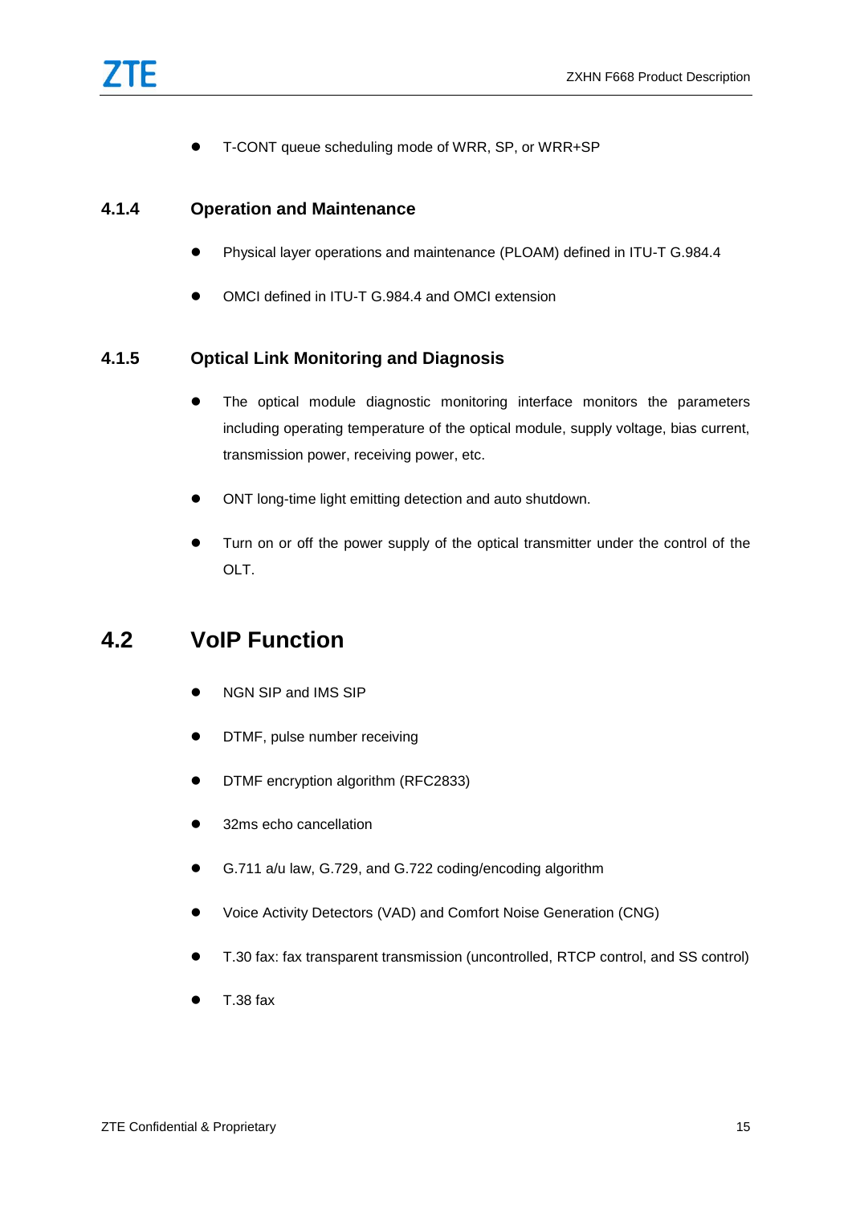- T-CONT queue scheduling mode of WRR, SP, or WRR+SP

### 4.1.4 Operation and Maintenance

- Physical layer operations and maintenance (PLOAM) defined in ITU-T G.984.4
- OMCI defined in ITU-T G.984.4 and OMCI extension

### 4.1.5 Optical Link Monitoring and Diagnosis

- The optical module diagnostic monitoring interface monitors the parameters including operating temperature of the optical module, supply voltage, bias current, transmission power, receiving power, etc.
- ONT long-time light emitting detection and auto shutdown.
- Turn on or off the power supply of the optical transmitter under the control of the OLT.

## 4.2 VoIP Function

- NGN SIP and IMS SIP
- DTMF, pulse number receiving
- DTMF encryption algorithm (RFC2833)
- 32ms echo cancellation
- G.711 a/u law, G.729, and G.722 coding/encoding algorithm
- Voice Activity Detectors (VAD) and Comfort Noise Generation (CNG)
- T.30 fax: fax transparent transmission (uncontrolled, RTCP control, and SS control)
- T.38 fax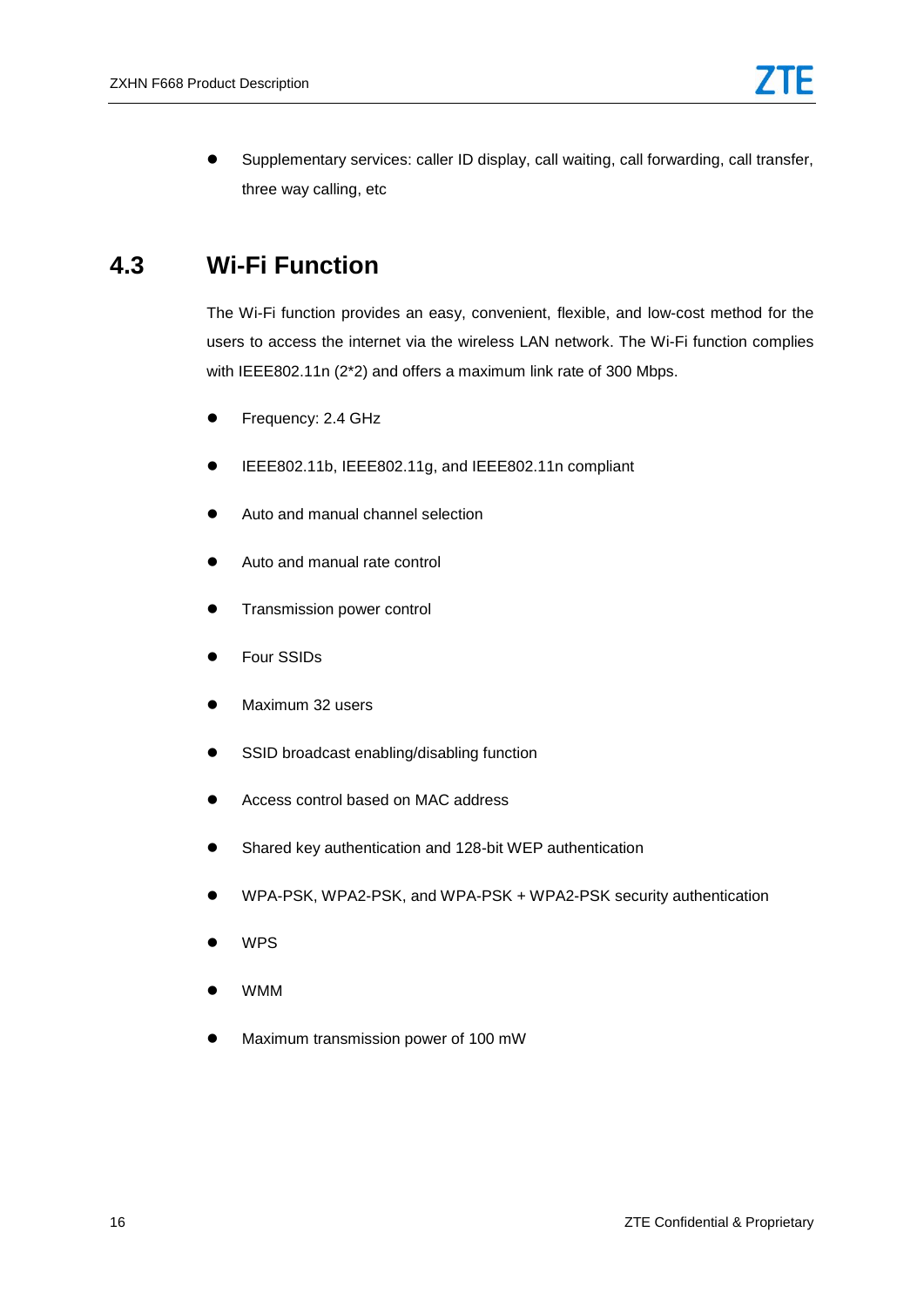- Supplementary services: caller ID display, call waiting, call forwarding, call transfer, three way calling, etc

## 4.3 Wi-Fi Function

The Wi-Fi function provides an easy, convenient, flexible, and low-cost method for the users to access the internet via the wireless LAN network. The Wi-Fi function complies with IEEE802.11n (2*2) and offers a maximum link rate of 300 Mbps.

- Frequency: 2.4 GHz
- IEEE802.11b, IEEE802.11g, and IEEE802.11n compliant
- Auto and manual channel selection
- Auto and manual rate control
- Transmission power control
- Four SSIDs
- Maximum 32 users
- SSID broadcast enabling/disabling function
- Access control based on MAC address
- Shared key authentication and 128-bit WEP authentication
- WPA-PSK, WPA2-PSK, and WPA-PSK + WPA2-PSK security authentication
- WPS
- WMM
- Maximum transmission power of 100 mW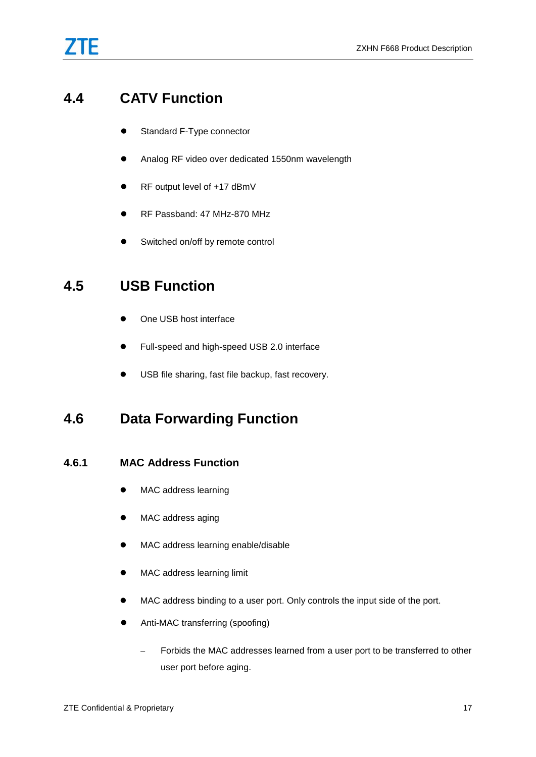## 4.4 CATV Function

- Standard F-Type connector
- Analog RF video over dedicated 1550nm wavelength
- RF output level of +17 dBmV
- RF Passband: 47 MHz-870 MHz
- Switched on/off by remote control

## 4.5 USB Function

- One USB host interface
- Full-speed and high-speed USB 2.0 interface
- USB file sharing, fast file backup, fast recovery.

## 4.6 Data Forwarding Function

### 4.6.1 MAC Address Function

- MAC address learning
- MAC address aging
- MAC address learning enable/disable
- MAC address learning limit
- MAC address binding to a user port. Only controls the input side of the port.
- Anti-MAC transferring (spoofing)
  - Forbids the MAC addresses learned from a user port to be transferred to other user port before aging.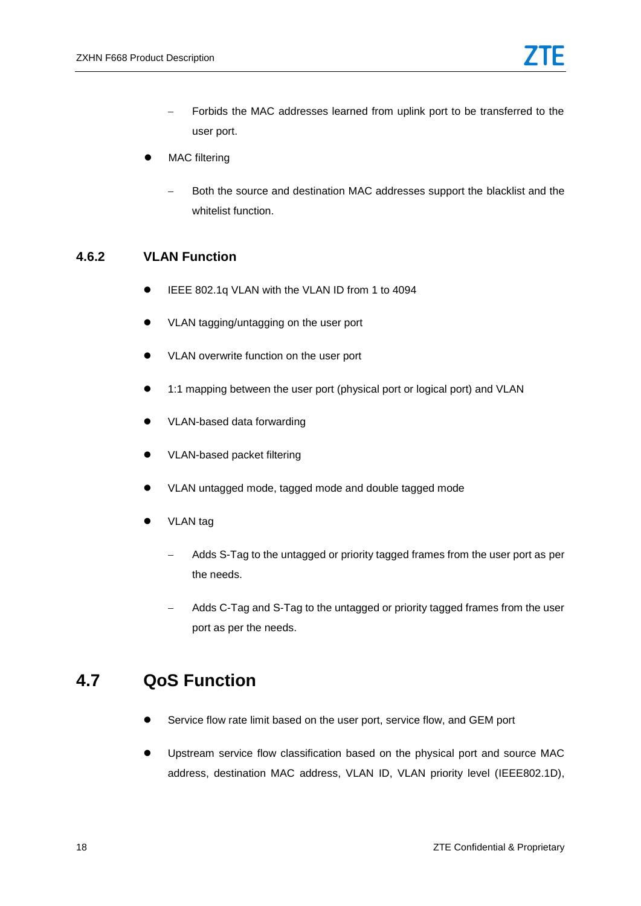- Forbids the MAC addresses learned from uplink port to be transferred to the user port.
- MAC filtering
  - Both the source and destination MAC addresses support the blacklist and the whitelist function.

### 4.6.2 VLAN Function

- IEEE 802.1q VLAN with the VLAN ID from 1 to 4094
- VLAN tagging/untagging on the user port
- VLAN overwrite function on the user port
- 1:1 mapping between the user port (physical port or logical port) and VLAN
- VLAN-based data forwarding
- VLAN-based packet filtering
- VLAN untagged mode, tagged mode and double tagged mode
- VLAN tag
  - Adds S-Tag to the untagged or priority tagged frames from the user port as per the needs.
  - Adds C-Tag and S-Tag to the untagged or priority tagged frames from the user port as per the needs.

## 4.7 QoS Function

- Service flow rate limit based on the user port, service flow, and GEM port
- Upstream service flow classification based on the physical port and source MAC address, destination MAC address, VLAN ID, VLAN priority level (IEEE802.1D),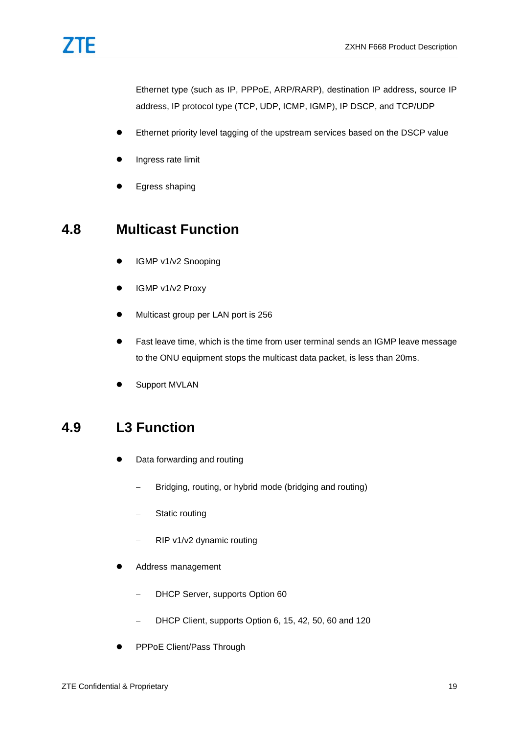Ethernet type (such as IP, PPPoE, ARP/RARP), destination IP address, source IP address, IP protocol type (TCP, UDP, ICMP, IGMP), IP DSCP, and TCP/UDP

- Ethernet priority level tagging of the upstream services based on the DSCP value
- Ingress rate limit
- Egress shaping

## 4.8 Multicast Function

- IGMP v1/v2 Snooping
- IGMP v1/v2 Proxy
- Multicast group per LAN port is 256
- Fast leave time, which is the time from user terminal sends an IGMP leave message to the ONU equipment stops the multicast data packet, is less than 20ms.
- Support MVLAN

## 4.9 L3 Function

- Data forwarding and routing
  - Bridging, routing, or hybrid mode (bridging and routing)
  - Static routing
  - RIP v1/v2 dynamic routing
- Address management
  - DHCP Server, supports Option 60
  - DHCP Client, supports Option 6, 15, 42, 50, 60 and 120
- PPPoE Client/Pass Through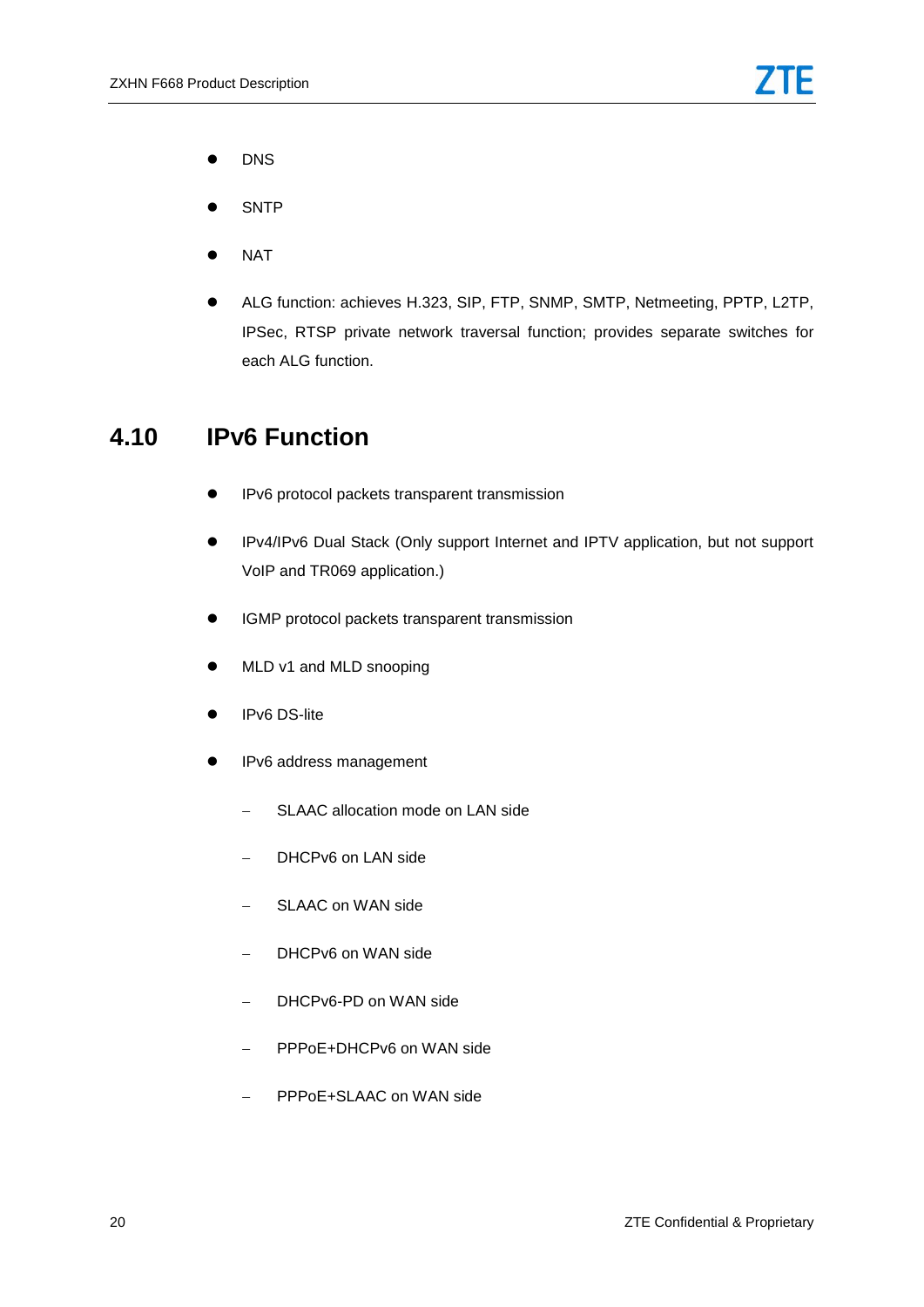- DNS
- SNTP
- NAT
- ALG function: achieves H.323, SIP, FTP, SNMP, SMTP, Netmeeting, PPTP, L2TP, IPSec, RTSP private network traversal function; provides separate switches for each ALG function.

## 4.10 IPv6 Function

- IPv6 protocol packets transparent transmission
- IPv4/IPv6 Dual Stack (Only support Internet and IPTV application, but not support VoIP and TR069 application.)
- IGMP protocol packets transparent transmission
- MLD v1 and MLD snooping
- IPv6 DS-lite
- IPv6 address management
  - SLAAC allocation mode on LAN side
  - DHCPv6 on LAN side
  - SLAAC on WAN side
  - DHCPv6 on WAN side
  - DHCPv6-PD on WAN side
  - PPPoE+DHCPv6 on WAN side
  - PPPoE+SLAAC on WAN side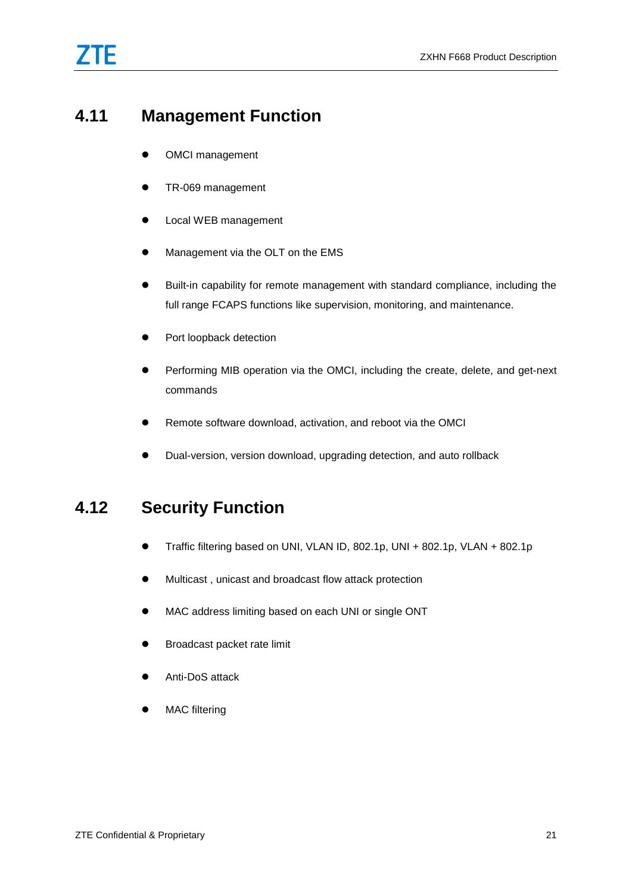## 4.11 Management Function

- OMCI management
- TR-069 management
- Local WEB management
- Management via the OLT on the EMS
- Built-in capability for remote management with standard compliance, including the full range FCAPS functions like supervision, monitoring, and maintenance.
- Port loopback detection
- Performing MIB operation via the OMCI, including the create, delete, and get-next commands
- Remote software download, activation, and reboot via the OMCI
- Dual-version, version download, upgrading detection, and auto rollback

## 4.12 Security Function

- Traffic filtering based on UNI, VLAN ID, 802.1p, UNI + 802.1p, VLAN + 802.1p
- Multicast , unicast and broadcast flow attack protection
- MAC address limiting based on each UNI or single ONT
- Broadcast packet rate limit
- Anti-DoS attack
- MAC filtering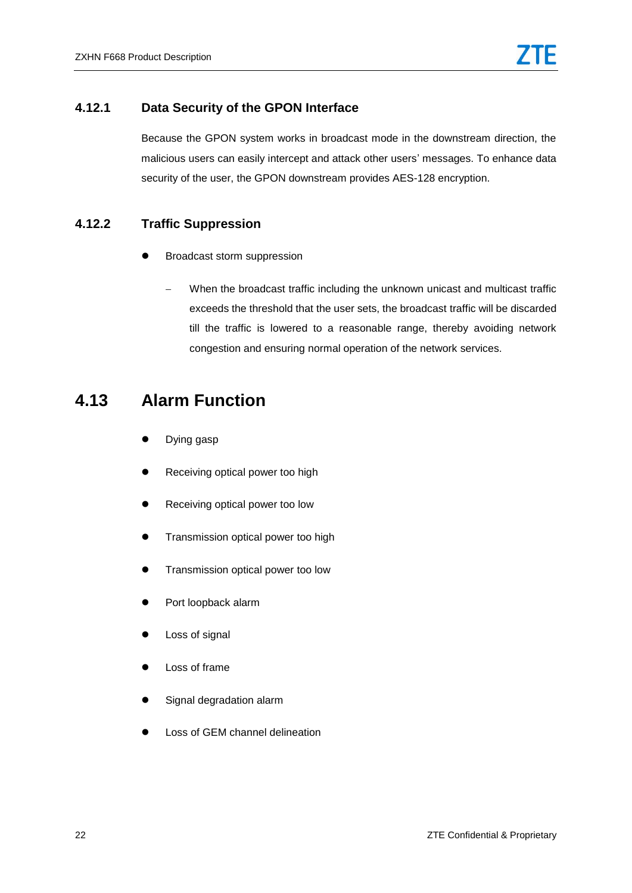### 4.12.1 Data Security of the GPON Interface

Because the GPON system works in broadcast mode in the downstream direction, the malicious users can easily intercept and attack other users' messages. To enhance data security of the user, the GPON downstream provides AES-128 encryption.

### 4.12.2 Traffic Suppression

- Broadcast storm suppression
  - When the broadcast traffic including the unknown unicast and multicast traffic exceeds the threshold that the user sets, the broadcast traffic will be discarded till the traffic is lowered to a reasonable range, thereby avoiding network congestion and ensuring normal operation of the network services.

## 4.13 Alarm Function

- Dying gasp
- Receiving optical power too high
- Receiving optical power too low
- Transmission optical power too high
- Transmission optical power too low
- Port loopback alarm
- Loss of signal
- Loss of frame
- Signal degradation alarm
- Loss of GEM channel delineation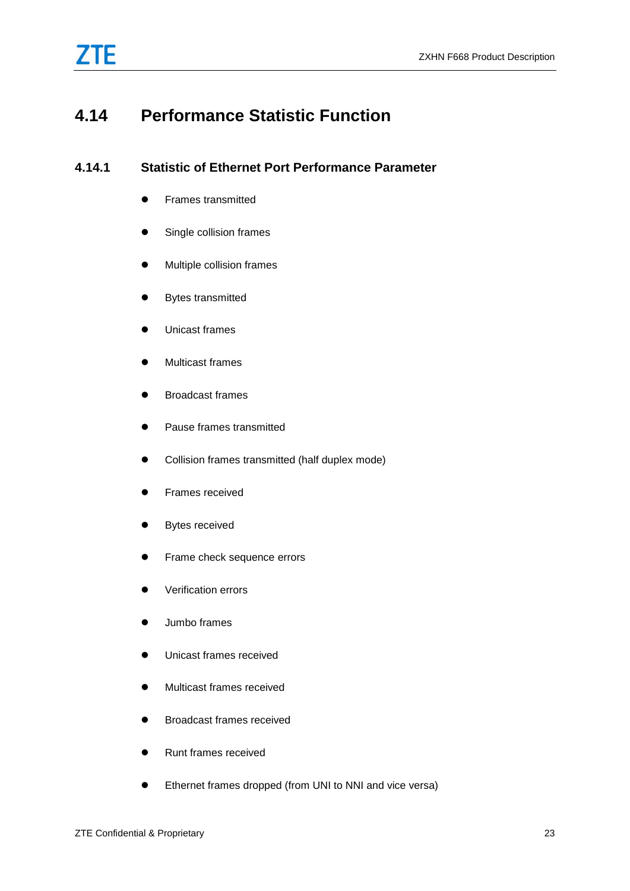## 4.14 Performance Statistic Function

### 4.14.1 Statistic of Ethernet Port Performance Parameter

- Frames transmitted
- Single collision frames
- Multiple collision frames
- Bytes transmitted
- Unicast frames
- Multicast frames
- Broadcast frames
- Pause frames transmitted
- Collision frames transmitted (half duplex mode)
- Frames received
- Bytes received
- Frame check sequence errors
- Verification errors
- Jumbo frames
- Unicast frames received
- Multicast frames received
- Broadcast frames received
- Runt frames received
- Ethernet frames dropped (from UNI to NNI and vice versa)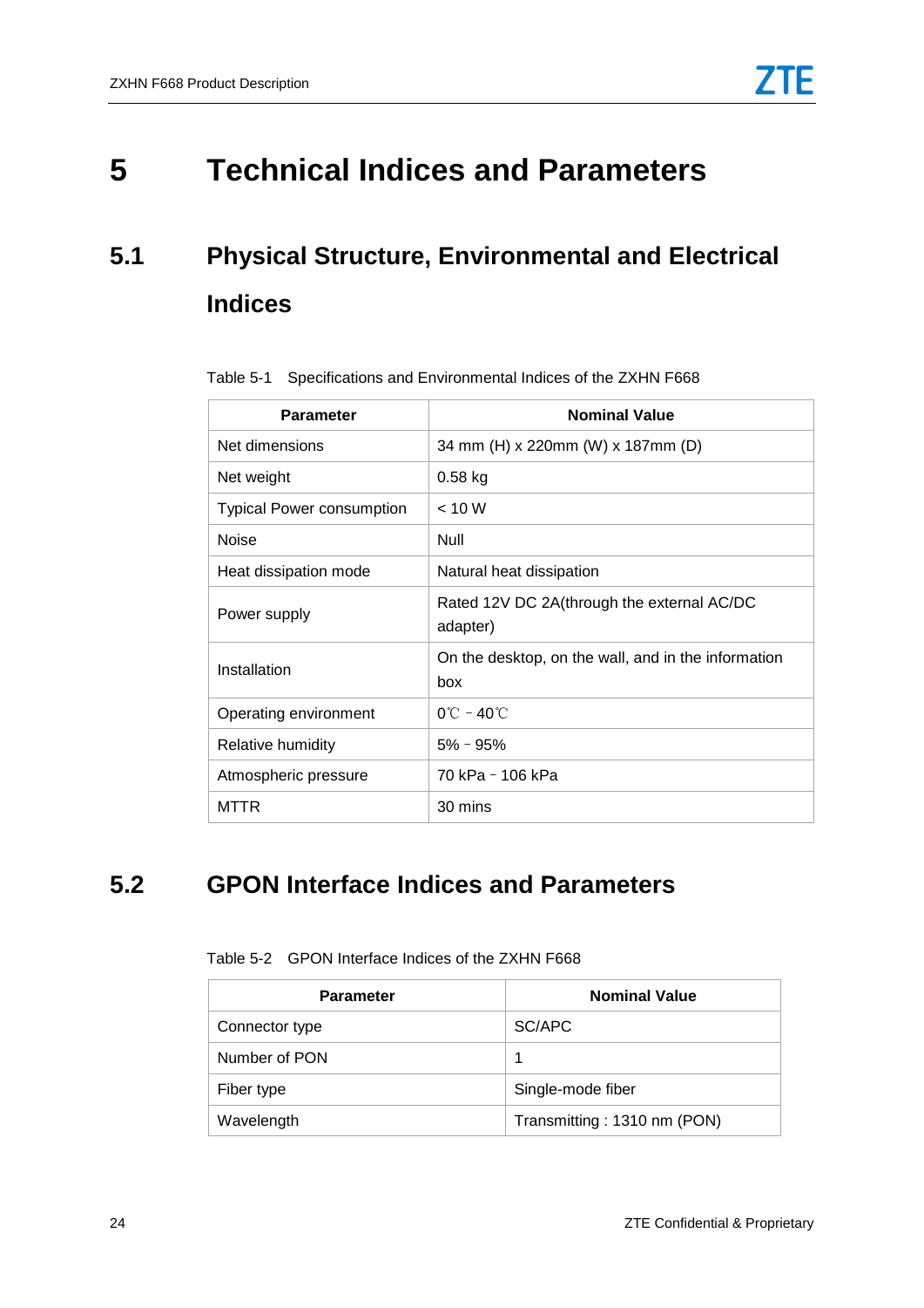# 5 Technical Indices and Parameters

## 5.1 Physical Structure, Environmental and Electrical Indices

Table 5-1 Specifications and Environmental Indices of the ZXHN F668

| Parameter | Nominal Value |
|---|---|
| Net dimensions | 34 mm (H) x 220mm (W) x 187mm (D) |
| Net weight | 0.58 kg |
| Typical Power consumption | < 10 W |
| Noise | Null |
| Heat dissipation mode | Natural heat dissipation |
| Power supply | Rated 12V DC 2A(through the external AC/DC adapter) |
| Installation | On the desktop, on the wall, and in the information box |
| Operating environment | 0℃ – 40℃ |
| Relative humidity | 5% – 95% |
| Atmospheric pressure | 70 kPa – 106 kPa |
| MTTR | 30 mins |

## 5.2 GPON Interface Indices and Parameters

Table 5-2 GPON Interface Indices of the ZXHN F668

| Parameter | Nominal Value |
|---|---|
| Connector type | SC/APC |
| Number of PON | 1 |
| Fiber type | Single-mode fiber |
| Wavelength | Transmitting : 1310 nm (PON) |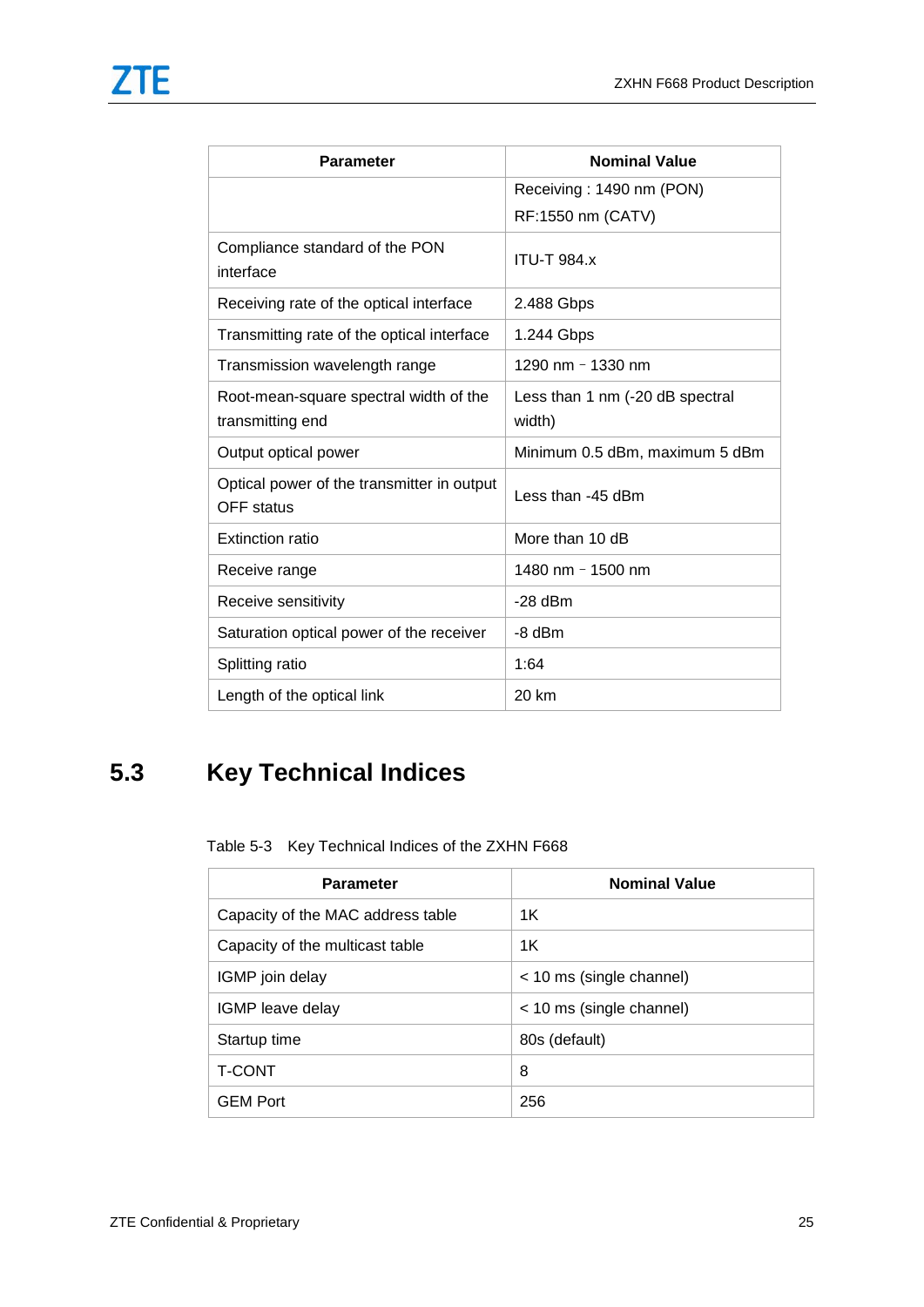| Parameter | Nominal Value |
|---|---|
|  | Receiving : 1490 nm (PON)<br>RF:1550 nm (CATV) |
| Compliance standard of the PON interface | ITU-T 984.x |
| Receiving rate of the optical interface | 2.488 Gbps |
| Transmitting rate of the optical interface | 1.244 Gbps |
| Transmission wavelength range | 1290 nm – 1330 nm |
| Root-mean-square spectral width of the transmitting end | Less than 1 nm (-20 dB spectral width) |
| Output optical power | Minimum 0.5 dBm, maximum 5 dBm |
| Optical power of the transmitter in output OFF status | Less than -45 dBm |
| Extinction ratio | More than 10 dB |
| Receive range | 1480 nm – 1500 nm |
| Receive sensitivity | -28 dBm |
| Saturation optical power of the receiver | -8 dBm |
| Splitting ratio | 1:64 |
| Length of the optical link | 20 km |

## 5.3 Key Technical Indices

Table 5-3 Key Technical Indices of the ZXHN F668

| Parameter | Nominal Value |
|---|---|
| Capacity of the MAC address table | 1K |
| Capacity of the multicast table | 1K |
| IGMP join delay | < 10 ms (single channel) |
| IGMP leave delay | < 10 ms (single channel) |
| Startup time | 80s (default) |
| T-CONT | 8 |
| GEM Port | 256 |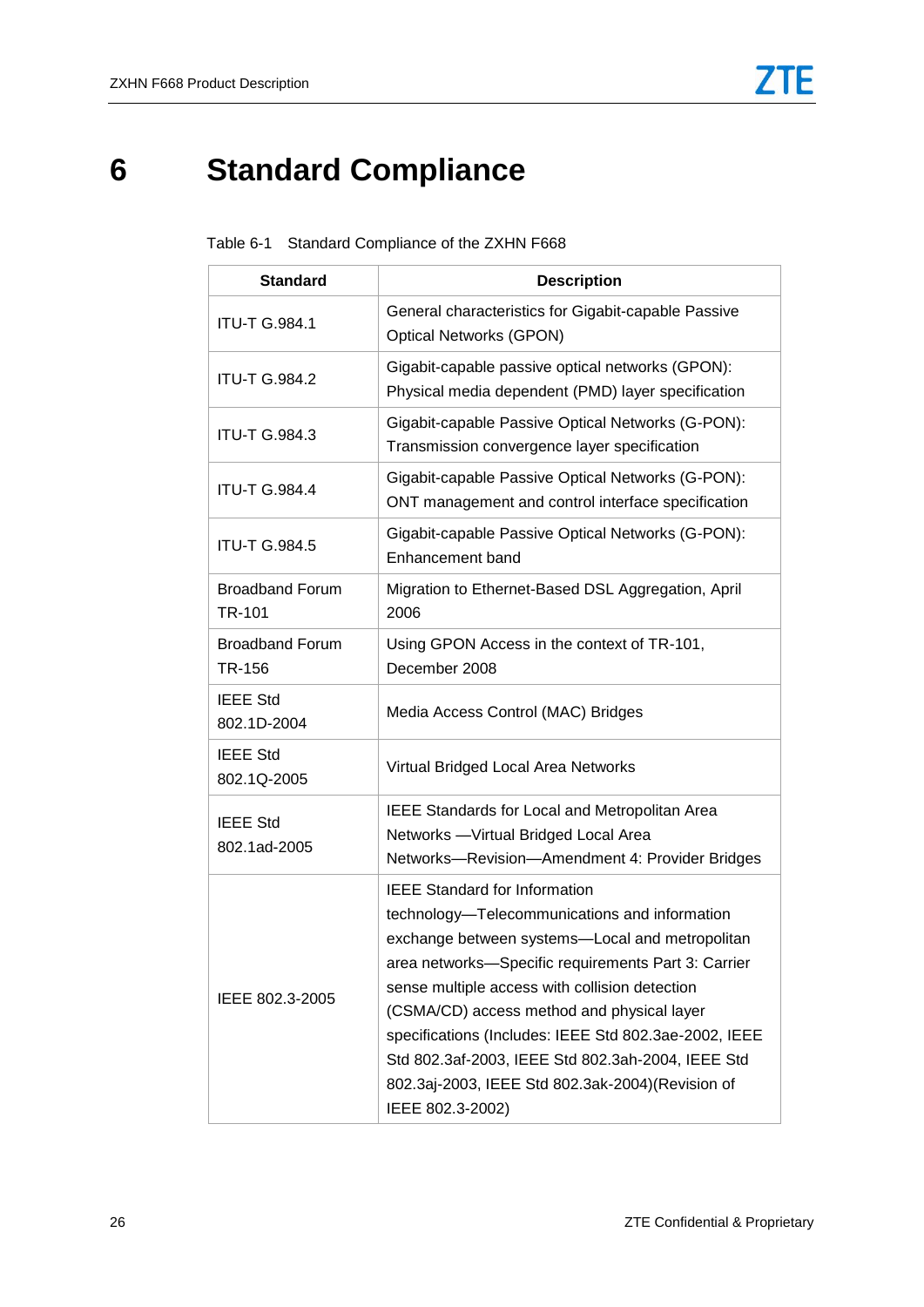# 6 Standard Compliance

Table 6-1 Standard Compliance of the ZXHN F668

| Standard | Description |
|---|---|
| ITU-T G.984.1 | General characteristics for Gigabit-capable Passive Optical Networks (GPON) |
| ITU-T G.984.2 | Gigabit-capable passive optical networks (GPON): Physical media dependent (PMD) layer specification |
| ITU-T G.984.3 | Gigabit-capable Passive Optical Networks (G-PON): Transmission convergence layer specification |
| ITU-T G.984.4 | Gigabit-capable Passive Optical Networks (G-PON): ONT management and control interface specification |
| ITU-T G.984.5 | Gigabit-capable Passive Optical Networks (G-PON): Enhancement band |
| Broadband Forum TR-101 | Migration to Ethernet-Based DSL Aggregation, April 2006 |
| Broadband Forum TR-156 | Using GPON Access in the context of TR-101, December 2008 |
| IEEE Std 802.1D-2004 | Media Access Control (MAC) Bridges |
| IEEE Std 802.1Q-2005 | Virtual Bridged Local Area Networks |
| IEEE Std 802.1ad-2005 | IEEE Standards for Local and Metropolitan Area Networks —Virtual Bridged Local Area Networks—Revision—Amendment 4: Provider Bridges |
| IEEE 802.3-2005 | IEEE Standard for Information technology—Telecommunications and information exchange between systems—Local and metropolitan area networks—Specific requirements Part 3: Carrier sense multiple access with collision detection (CSMA/CD) access method and physical layer specifications (Includes: IEEE Std 802.3ae-2002, IEEE Std 802.3af-2003, IEEE Std 802.3ah-2004, IEEE Std 802.3aj-2003, IEEE Std 802.3ak-2004)(Revision of IEEE 802.3-2002) |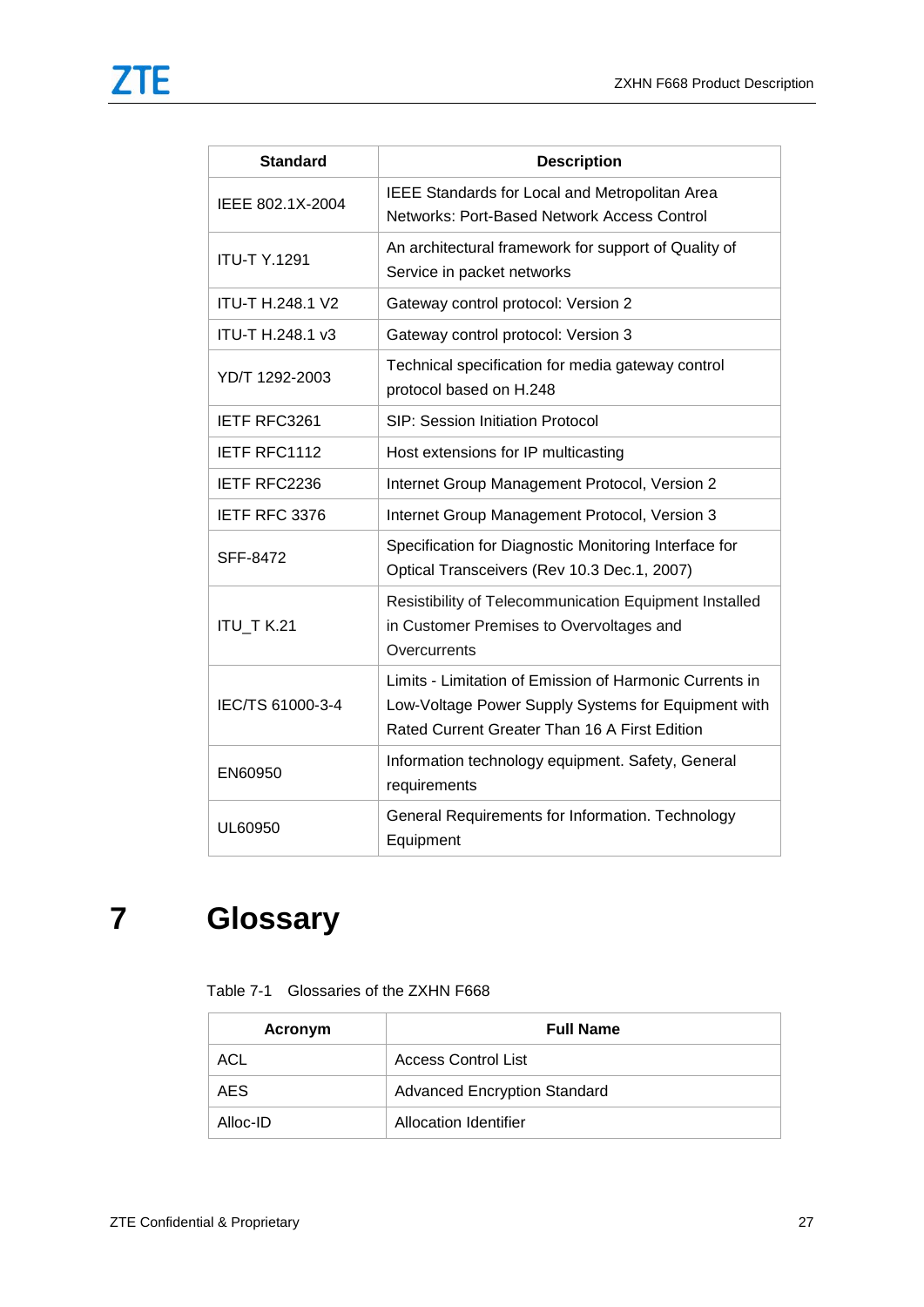| Standard | Description |
| --- | --- |
| IEEE 802.1X-2004 | IEEE Standards for Local and Metropolitan Area Networks: Port-Based Network Access Control |
| ITU-T Y.1291 | An architectural framework for support of Quality of Service in packet networks |
| ITU-T H.248.1 V2 | Gateway control protocol: Version 2 |
| ITU-T H.248.1 v3 | Gateway control protocol: Version 3 |
| YD/T 1292-2003 | Technical specification for media gateway control protocol based on H.248 |
| IETF RFC3261 | SIP: Session Initiation Protocol |
| IETF RFC1112 | Host extensions for IP multicasting |
| IETF RFC2236 | Internet Group Management Protocol, Version 2 |
| IETF RFC 3376 | Internet Group Management Protocol, Version 3 |
| SFF-8472 | Specification for Diagnostic Monitoring Interface for Optical Transceivers (Rev 10.3 Dec.1, 2007) |
| ITU_T K.21 | Resistibility of Telecommunication Equipment Installed in Customer Premises to Overvoltages and Overcurrents |
| IEC/TS 61000-3-4 | Limits - Limitation of Emission of Harmonic Currents in Low-Voltage Power Supply Systems for Equipment with Rated Current Greater Than 16 A First Edition |
| EN60950 | Information technology equipment. Safety, General requirements |
| UL60950 | General Requirements for Information. Technology Equipment |

# 7 Glossary

Table 7-1 Glossaries of the ZXHN F668

| Acronym | Full Name |
| --- | --- |
| ACL | Access Control List |
| AES | Advanced Encryption Standard |
| Alloc-ID | Allocation Identifier |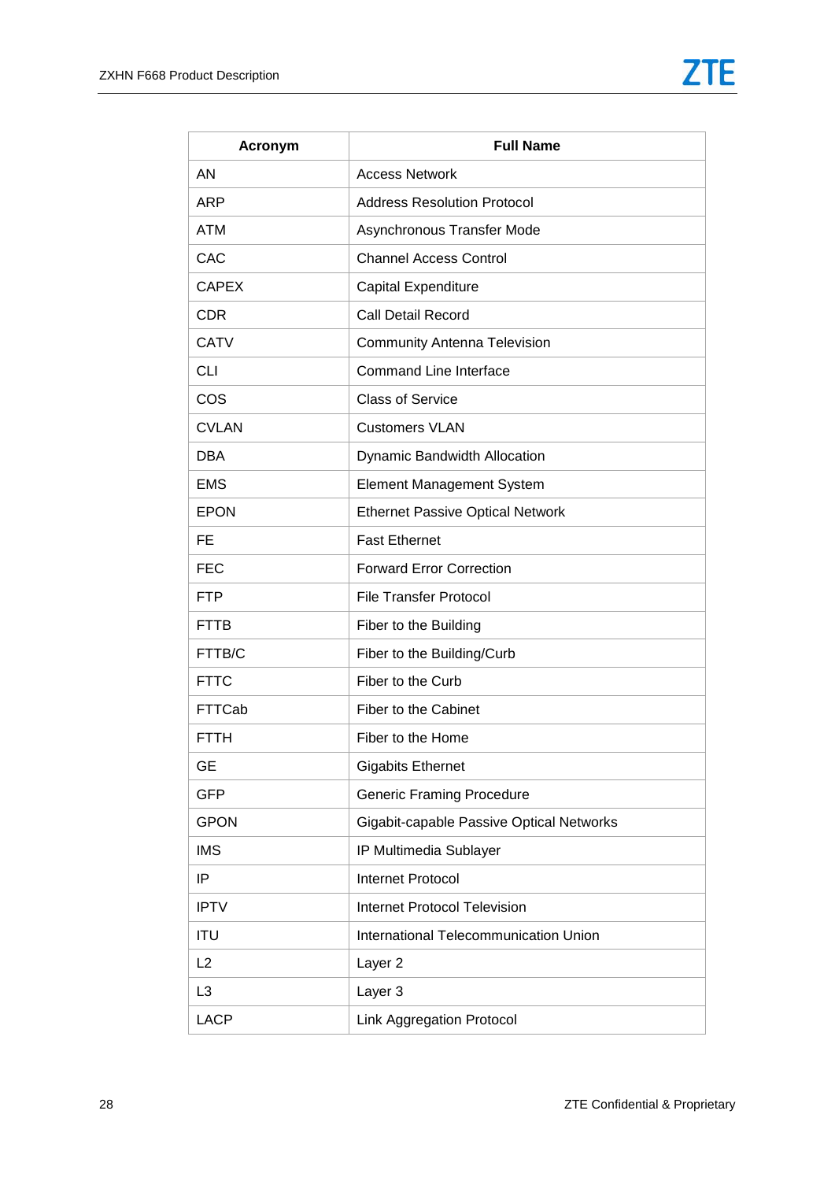| Acronym | Full Name |
|---|---|
| AN | Access Network |
| ARP | Address Resolution Protocol |
| ATM | Asynchronous Transfer Mode |
| CAC | Channel Access Control |
| CAPEX | Capital Expenditure |
| CDR | Call Detail Record |
| CATV | Community Antenna Television |
| CLI | Command Line Interface |
| COS | Class of Service |
| CVLAN | Customers VLAN |
| DBA | Dynamic Bandwidth Allocation |
| EMS | Element Management System |
| EPON | Ethernet Passive Optical Network |
| FE | Fast Ethernet |
| FEC | Forward Error Correction |
| FTP | File Transfer Protocol |
| FTTB | Fiber to the Building |
| FTTB/C | Fiber to the Building/Curb |
| FTTC | Fiber to the Curb |
| FTTCab | Fiber to the Cabinet |
| FTTH | Fiber to the Home |
| GE | Gigabits Ethernet |
| GFP | Generic Framing Procedure |
| GPON | Gigabit-capable Passive Optical Networks |
| IMS | IP Multimedia Sublayer |
| IP | Internet Protocol |
| IPTV | Internet Protocol Television |
| ITU | International Telecommunication Union |
| L2 | Layer 2 |
| L3 | Layer 3 |
| LACP | Link Aggregation Protocol |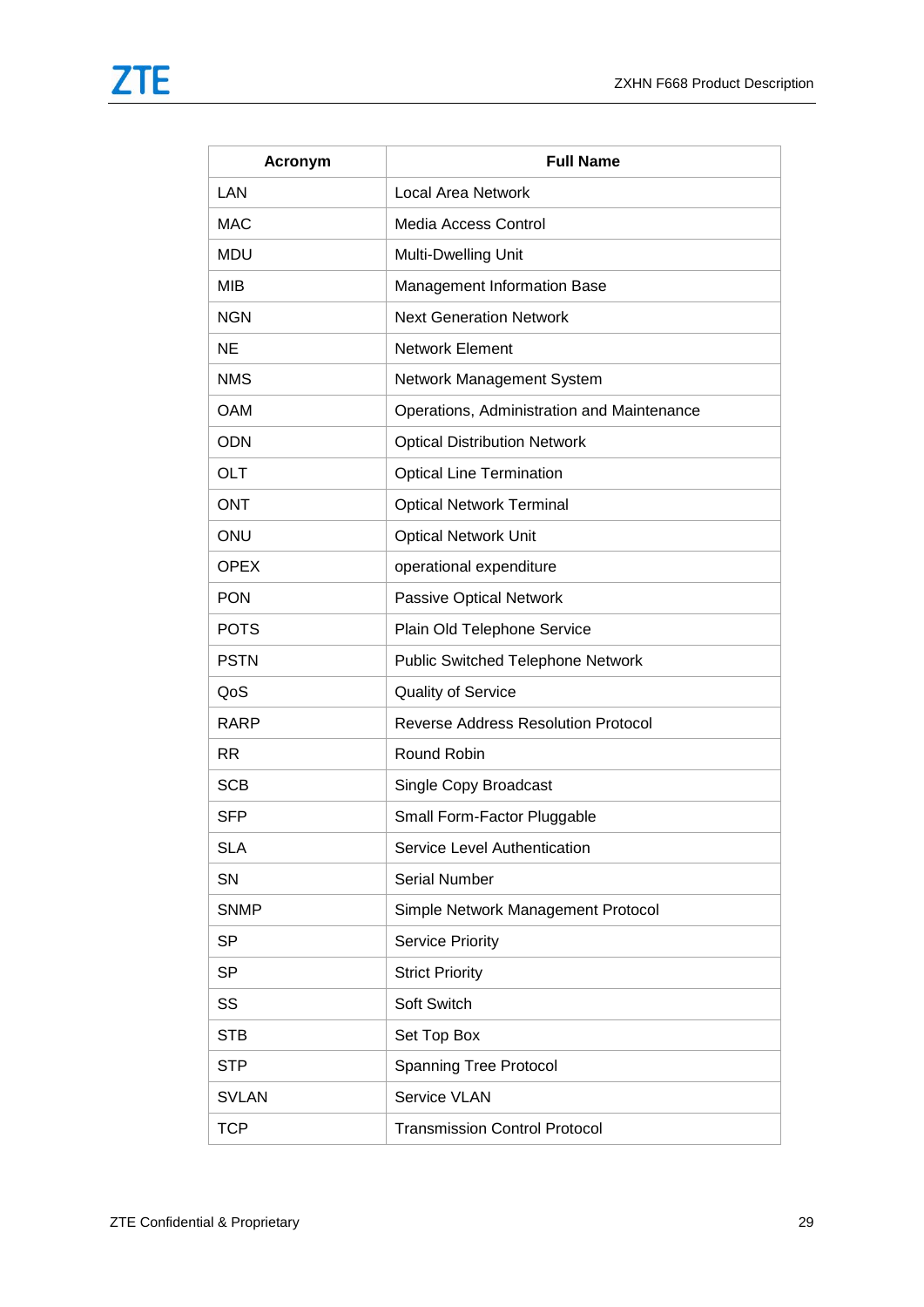| Acronym | Full Name |
|---|---|
| LAN | Local Area Network |
| MAC | Media Access Control |
| MDU | Multi-Dwelling Unit |
| MIB | Management Information Base |
| NGN | Next Generation Network |
| NE | Network Element |
| NMS | Network Management System |
| OAM | Operations, Administration and Maintenance |
| ODN | Optical Distribution Network |
| OLT | Optical Line Termination |
| ONT | Optical Network Terminal |
| ONU | Optical Network Unit |
| OPEX | operational expenditure |
| PON | Passive Optical Network |
| POTS | Plain Old Telephone Service |
| PSTN | Public Switched Telephone Network |
| QoS | Quality of Service |
| RARP | Reverse Address Resolution Protocol |
| RR | Round Robin |
| SCB | Single Copy Broadcast |
| SFP | Small Form-Factor Pluggable |
| SLA | Service Level Authentication |
| SN | Serial Number |
| SNMP | Simple Network Management Protocol |
| SP | Service Priority |
| SP | Strict Priority |
| SS | Soft Switch |
| STB | Set Top Box |
| STP | Spanning Tree Protocol |
| SVLAN | Service VLAN |
| TCP | Transmission Control Protocol |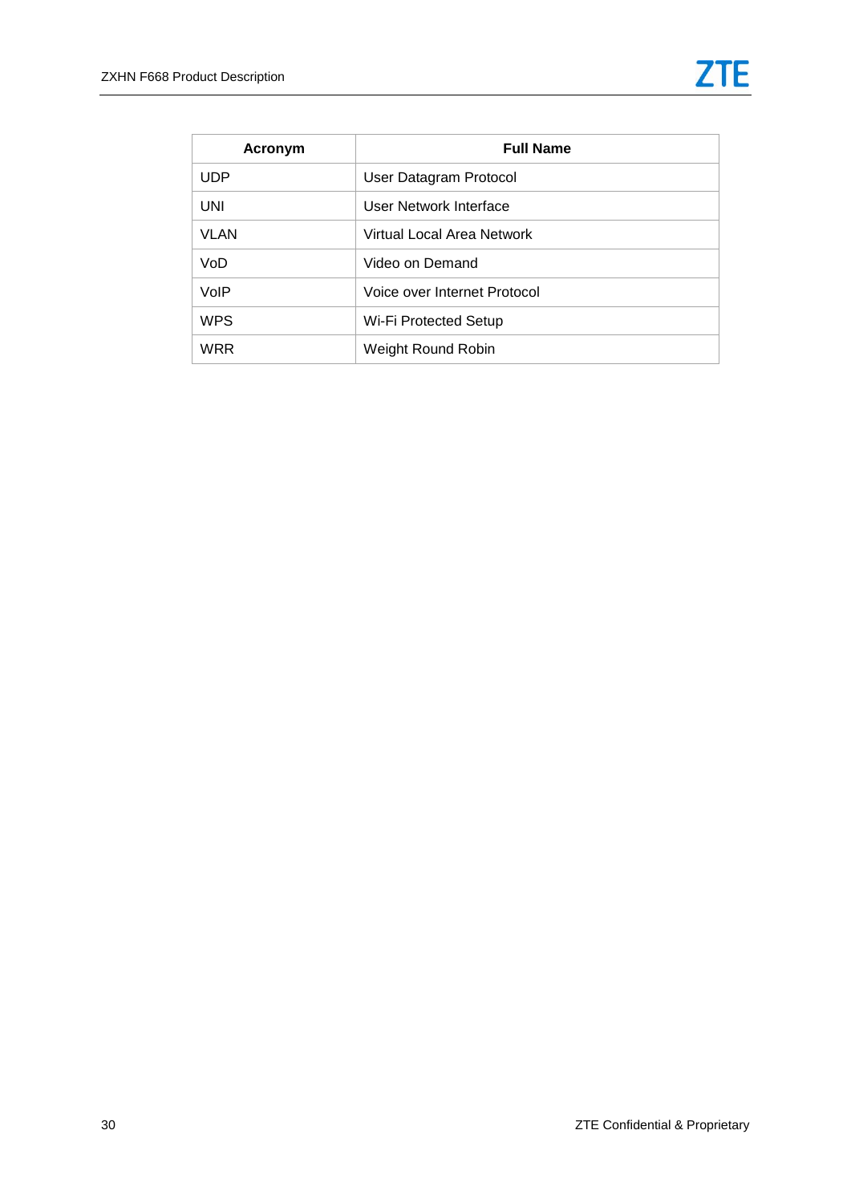| Acronym | Full Name |
|---|---|
| UDP | User Datagram Protocol |
| UNI | User Network Interface |
| VLAN | Virtual Local Area Network |
| VoD | Video on Demand |
| VoIP | Voice over Internet Protocol |
| WPS | Wi-Fi Protected Setup |
| WRR | Weight Round Robin |